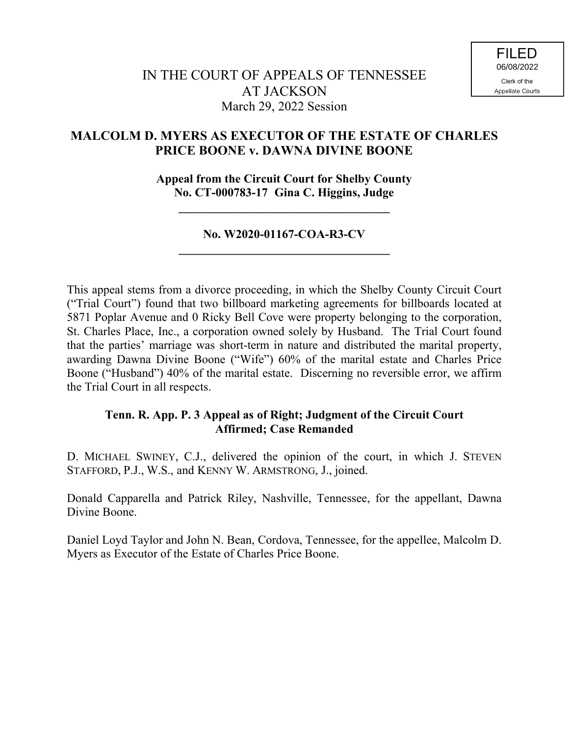FILED
06/08/2022
Clerk of the
Appellate Courts

IN THE COURT OF APPEALS OF TENNESSEE
AT JACKSON
March 29, 2022 Session

**MALCOLM D. MYERS AS EXECUTOR OF THE ESTATE OF CHARLES PRICE BOONE v. DAWNA DIVINE BOONE**

**Appeal from the Circuit Court for Shelby County**
**No. CT-000783-17 Gina C. Higgins, Judge**

---

**No. W2020-01167-COA-R3-CV**

---

This appeal stems from a divorce proceeding, in which the Shelby County Circuit Court ("Trial Court") found that two billboard marketing agreements for billboards located at 5871 Poplar Avenue and 0 Ricky Bell Cove were property belonging to the corporation, St. Charles Place, Inc., a corporation owned solely by Husband. The Trial Court found that the parties' marriage was short-term in nature and distributed the marital property, awarding Dawna Divine Boone ("Wife") 60% of the marital estate and Charles Price Boone ("Husband") 40% of the marital estate. Discerning no reversible error, we affirm the Trial Court in all respects.

**Tenn. R. App. P. 3 Appeal as of Right; Judgment of the Circuit Court Affirmed; Case Remanded**

D. MICHAEL SWINEY, C.J., delivered the opinion of the court, in which J. STEVEN STAFFORD, P.J., W.S., and KENNY W. ARMSTRONG, J., joined.

Donald Capparella and Patrick Riley, Nashville, Tennessee, for the appellant, Dawna Divine Boone.

Daniel Loyd Taylor and John N. Bean, Cordova, Tennessee, for the appellee, Malcolm D. Myers as Executor of the Estate of Charles Price Boone.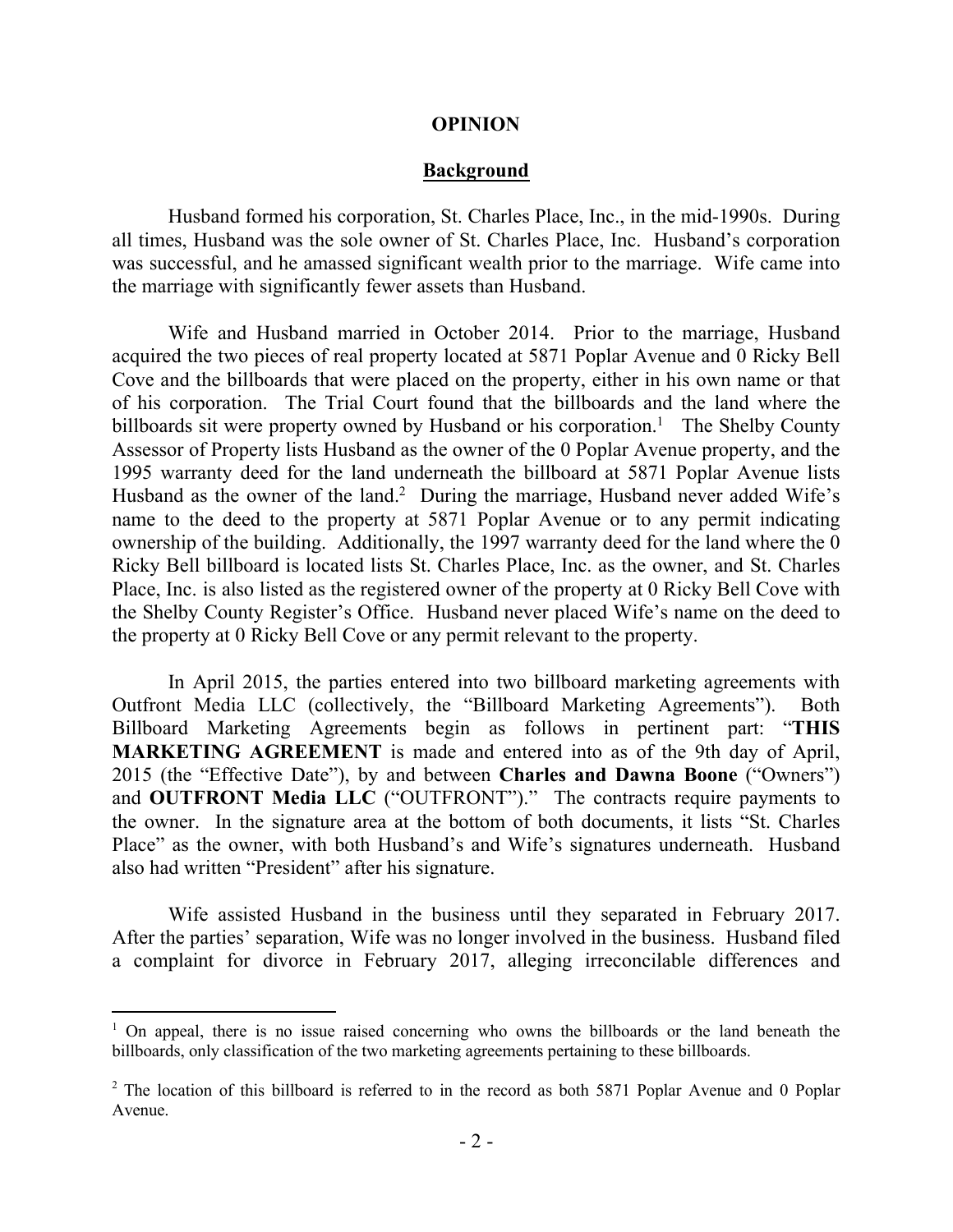## OPINION

### Background

Husband formed his corporation, St. Charles Place, Inc., in the mid-1990s. During all times, Husband was the sole owner of St. Charles Place, Inc. Husband's corporation was successful, and he amassed significant wealth prior to the marriage. Wife came into the marriage with significantly fewer assets than Husband.

Wife and Husband married in October 2014. Prior to the marriage, Husband acquired the two pieces of real property located at 5871 Poplar Avenue and 0 Ricky Bell Cove and the billboards that were placed on the property, either in his own name or that of his corporation. The Trial Court found that the billboards and the land where the billboards sit were property owned by Husband or his corporation.[1] The Shelby County Assessor of Property lists Husband as the owner of the 0 Poplar Avenue property, and the 1995 warranty deed for the land underneath the billboard at 5871 Poplar Avenue lists Husband as the owner of the land.[2] During the marriage, Husband never added Wife's name to the deed to the property at 5871 Poplar Avenue or to any permit indicating ownership of the building. Additionally, the 1997 warranty deed for the land where the 0 Ricky Bell billboard is located lists St. Charles Place, Inc. as the owner, and St. Charles Place, Inc. is also listed as the registered owner of the property at 0 Ricky Bell Cove with the Shelby County Register's Office. Husband never placed Wife's name on the deed to the property at 0 Ricky Bell Cove or any permit relevant to the property.

In April 2015, the parties entered into two billboard marketing agreements with Outfront Media LLC (collectively, the "Billboard Marketing Agreements"). Both Billboard Marketing Agreements begin as follows in pertinent part: "**THIS MARKETING AGREEMENT** is made and entered into as of the 9th day of April, 2015 (the "Effective Date"), by and between **Charles and Dawna Boone** ("Owners") and **OUTFRONT Media LLC** ("OUTFRONT")." The contracts require payments to the owner. In the signature area at the bottom of both documents, it lists "St. Charles Place" as the owner, with both Husband's and Wife's signatures underneath. Husband also had written "President" after his signature.

Wife assisted Husband in the business until they separated in February 2017. After the parties' separation, Wife was no longer involved in the business. Husband filed a complaint for divorce in February 2017, alleging irreconcilable differences and

---

[1] On appeal, there is no issue raised concerning who owns the billboards or the land beneath the billboards, only classification of the two marketing agreements pertaining to these billboards.

[2] The location of this billboard is referred to in the record as both 5871 Poplar Avenue and 0 Poplar Avenue.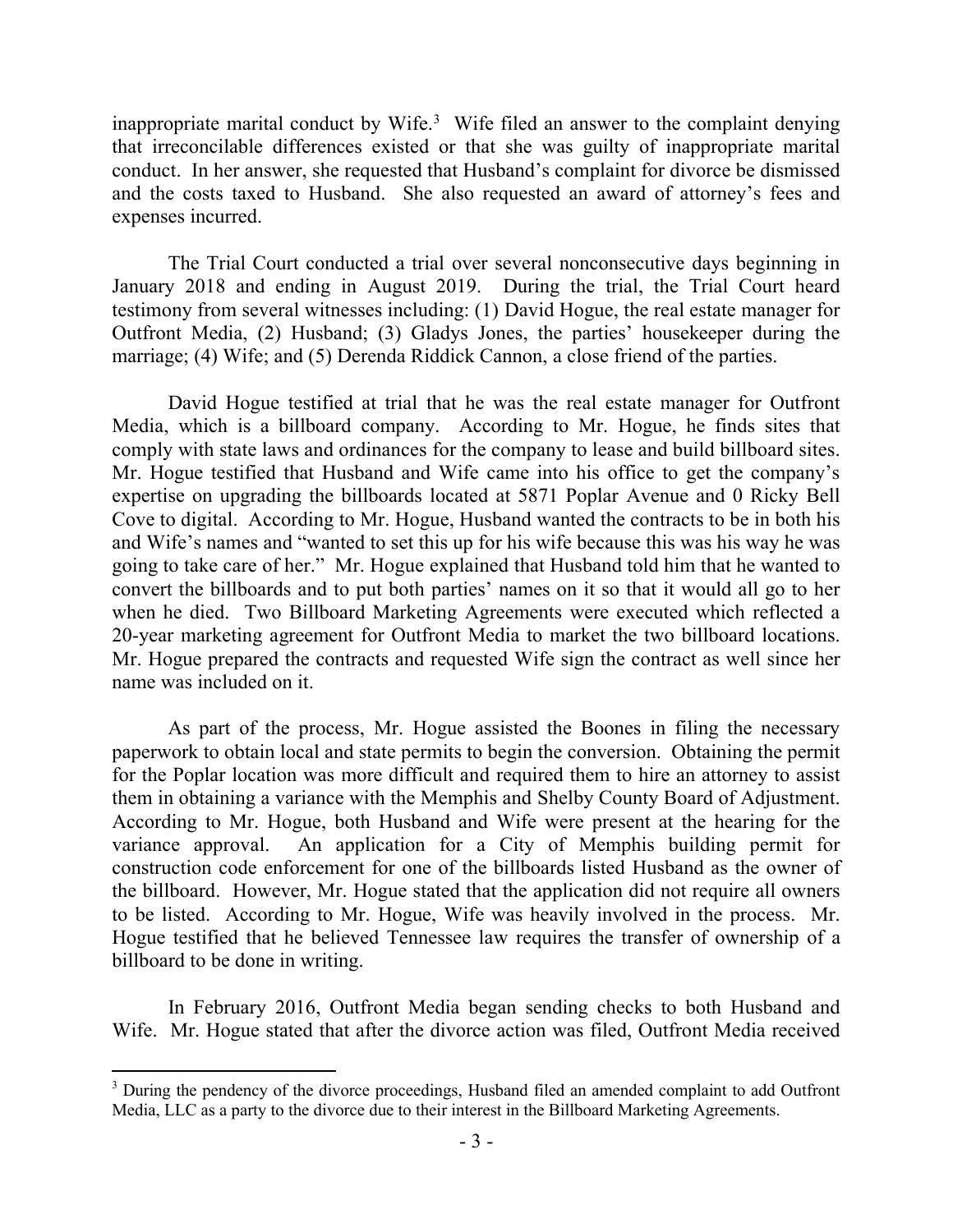inappropriate marital conduct by Wife.[3] Wife filed an answer to the complaint denying that irreconcilable differences existed or that she was guilty of inappropriate marital conduct. In her answer, she requested that Husband's complaint for divorce be dismissed and the costs taxed to Husband. She also requested an award of attorney's fees and expenses incurred.

The Trial Court conducted a trial over several nonconsecutive days beginning in January 2018 and ending in August 2019. During the trial, the Trial Court heard testimony from several witnesses including: (1) David Hogue, the real estate manager for Outfront Media, (2) Husband; (3) Gladys Jones, the parties' housekeeper during the marriage; (4) Wife; and (5) Derenda Riddick Cannon, a close friend of the parties.

David Hogue testified at trial that he was the real estate manager for Outfront Media, which is a billboard company. According to Mr. Hogue, he finds sites that comply with state laws and ordinances for the company to lease and build billboard sites. Mr. Hogue testified that Husband and Wife came into his office to get the company's expertise on upgrading the billboards located at 5871 Poplar Avenue and 0 Ricky Bell Cove to digital. According to Mr. Hogue, Husband wanted the contracts to be in both his and Wife's names and "wanted to set this up for his wife because this was his way he was going to take care of her." Mr. Hogue explained that Husband told him that he wanted to convert the billboards and to put both parties' names on it so that it would all go to her when he died. Two Billboard Marketing Agreements were executed which reflected a 20-year marketing agreement for Outfront Media to market the two billboard locations. Mr. Hogue prepared the contracts and requested Wife sign the contract as well since her name was included on it.

As part of the process, Mr. Hogue assisted the Boones in filing the necessary paperwork to obtain local and state permits to begin the conversion. Obtaining the permit for the Poplar location was more difficult and required them to hire an attorney to assist them in obtaining a variance with the Memphis and Shelby County Board of Adjustment. According to Mr. Hogue, both Husband and Wife were present at the hearing for the variance approval. An application for a City of Memphis building permit for construction code enforcement for one of the billboards listed Husband as the owner of the billboard. However, Mr. Hogue stated that the application did not require all owners to be listed. According to Mr. Hogue, Wife was heavily involved in the process. Mr. Hogue testified that he believed Tennessee law requires the transfer of ownership of a billboard to be done in writing.

In February 2016, Outfront Media began sending checks to both Husband and Wife. Mr. Hogue stated that after the divorce action was filed, Outfront Media received

[3] During the pendency of the divorce proceedings, Husband filed an amended complaint to add Outfront Media, LLC as a party to the divorce due to their interest in the Billboard Marketing Agreements.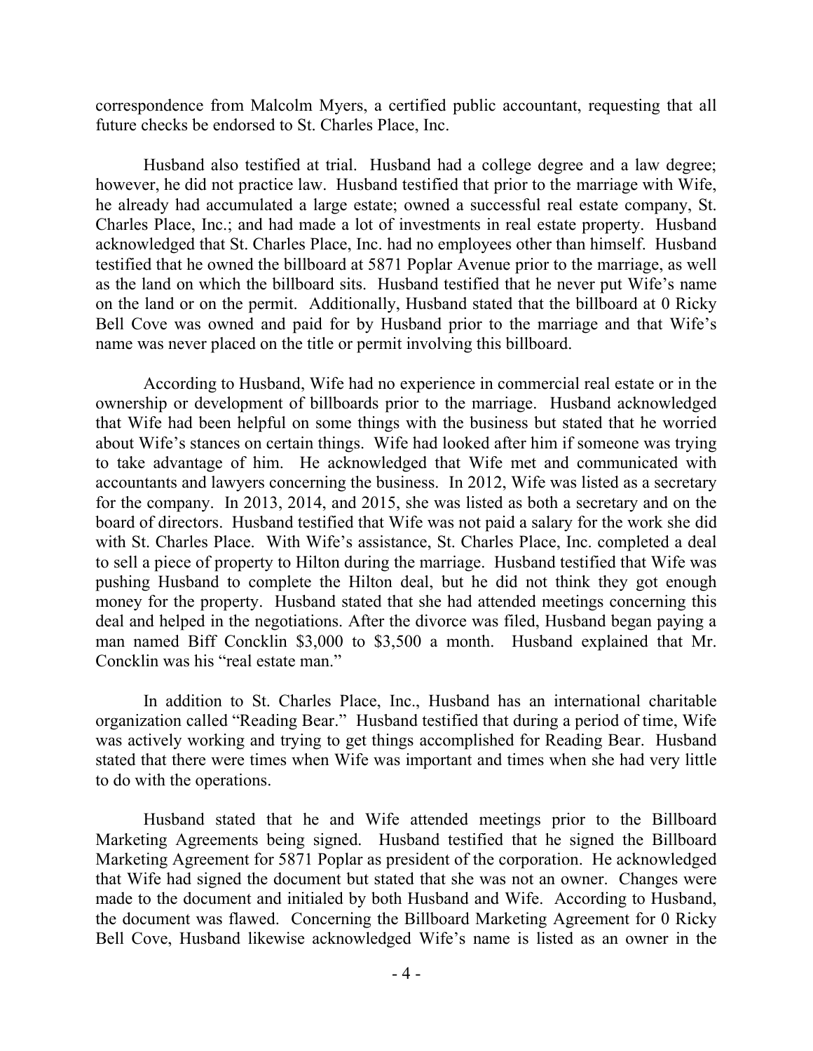correspondence from Malcolm Myers, a certified public accountant, requesting that all future checks be endorsed to St. Charles Place, Inc.

Husband also testified at trial. Husband had a college degree and a law degree; however, he did not practice law. Husband testified that prior to the marriage with Wife, he already had accumulated a large estate; owned a successful real estate company, St. Charles Place, Inc.; and had made a lot of investments in real estate property. Husband acknowledged that St. Charles Place, Inc. had no employees other than himself. Husband testified that he owned the billboard at 5871 Poplar Avenue prior to the marriage, as well as the land on which the billboard sits. Husband testified that he never put Wife's name on the land or on the permit. Additionally, Husband stated that the billboard at 0 Ricky Bell Cove was owned and paid for by Husband prior to the marriage and that Wife's name was never placed on the title or permit involving this billboard.

According to Husband, Wife had no experience in commercial real estate or in the ownership or development of billboards prior to the marriage. Husband acknowledged that Wife had been helpful on some things with the business but stated that he worried about Wife's stances on certain things. Wife had looked after him if someone was trying to take advantage of him. He acknowledged that Wife met and communicated with accountants and lawyers concerning the business. In 2012, Wife was listed as a secretary for the company. In 2013, 2014, and 2015, she was listed as both a secretary and on the board of directors. Husband testified that Wife was not paid a salary for the work she did with St. Charles Place. With Wife's assistance, St. Charles Place, Inc. completed a deal to sell a piece of property to Hilton during the marriage. Husband testified that Wife was pushing Husband to complete the Hilton deal, but he did not think they got enough money for the property. Husband stated that she had attended meetings concerning this deal and helped in the negotiations. After the divorce was filed, Husband began paying a man named Biff Concklin $3,000 to $3,500 a month. Husband explained that Mr. Concklin was his "real estate man."

In addition to St. Charles Place, Inc., Husband has an international charitable organization called "Reading Bear." Husband testified that during a period of time, Wife was actively working and trying to get things accomplished for Reading Bear. Husband stated that there were times when Wife was important and times when she had very little to do with the operations.

Husband stated that he and Wife attended meetings prior to the Billboard Marketing Agreements being signed. Husband testified that he signed the Billboard Marketing Agreement for 5871 Poplar as president of the corporation. He acknowledged that Wife had signed the document but stated that she was not an owner. Changes were made to the document and initialed by both Husband and Wife. According to Husband, the document was flawed. Concerning the Billboard Marketing Agreement for 0 Ricky Bell Cove, Husband likewise acknowledged Wife's name is listed as an owner in the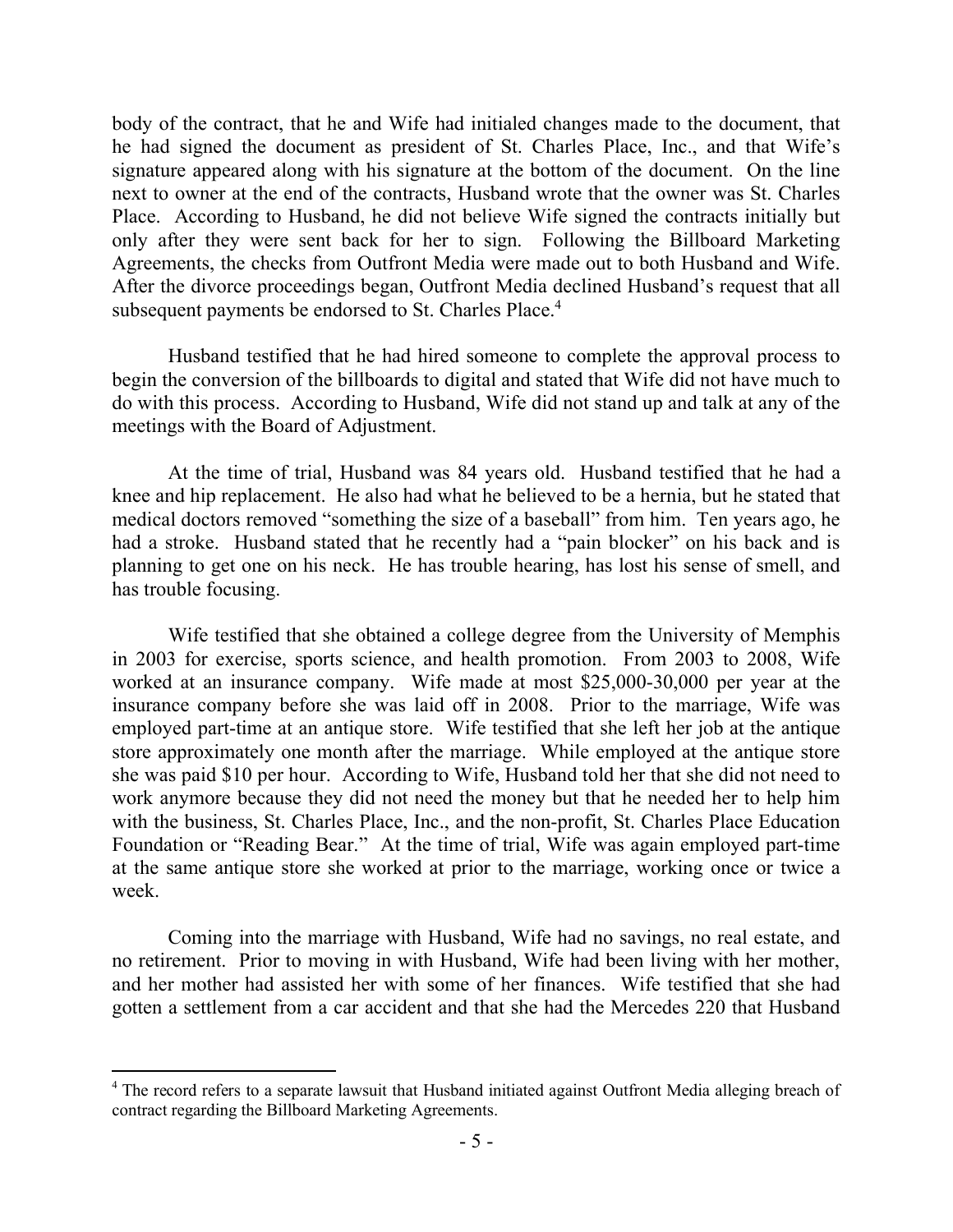body of the contract, that he and Wife had initialed changes made to the document, that he had signed the document as president of St. Charles Place, Inc., and that Wife's signature appeared along with his signature at the bottom of the document. On the line next to owner at the end of the contracts, Husband wrote that the owner was St. Charles Place. According to Husband, he did not believe Wife signed the contracts initially but only after they were sent back for her to sign. Following the Billboard Marketing Agreements, the checks from Outfront Media were made out to both Husband and Wife. After the divorce proceedings began, Outfront Media declined Husband's request that all subsequent payments be endorsed to St. Charles Place.[4]

Husband testified that he had hired someone to complete the approval process to begin the conversion of the billboards to digital and stated that Wife did not have much to do with this process. According to Husband, Wife did not stand up and talk at any of the meetings with the Board of Adjustment.

At the time of trial, Husband was 84 years old. Husband testified that he had a knee and hip replacement. He also had what he believed to be a hernia, but he stated that medical doctors removed "something the size of a baseball" from him. Ten years ago, he had a stroke. Husband stated that he recently had a "pain blocker" on his back and is planning to get one on his neck. He has trouble hearing, has lost his sense of smell, and has trouble focusing.

Wife testified that she obtained a college degree from the University of Memphis in 2003 for exercise, sports science, and health promotion. From 2003 to 2008, Wife worked at an insurance company. Wife made at most \$25,000-30,000 per year at the insurance company before she was laid off in 2008. Prior to the marriage, Wife was employed part-time at an antique store. Wife testified that she left her job at the antique store approximately one month after the marriage. While employed at the antique store she was paid \$10 per hour. According to Wife, Husband told her that she did not need to work anymore because they did not need the money but that he needed her to help him with the business, St. Charles Place, Inc., and the non-profit, St. Charles Place Education Foundation or "Reading Bear." At the time of trial, Wife was again employed part-time at the same antique store she worked at prior to the marriage, working once or twice a week.

Coming into the marriage with Husband, Wife had no savings, no real estate, and no retirement. Prior to moving in with Husband, Wife had been living with her mother, and her mother had assisted her with some of her finances. Wife testified that she had gotten a settlement from a car accident and that she had the Mercedes 220 that Husband

---

[4] The record refers to a separate lawsuit that Husband initiated against Outfront Media alleging breach of contract regarding the Billboard Marketing Agreements.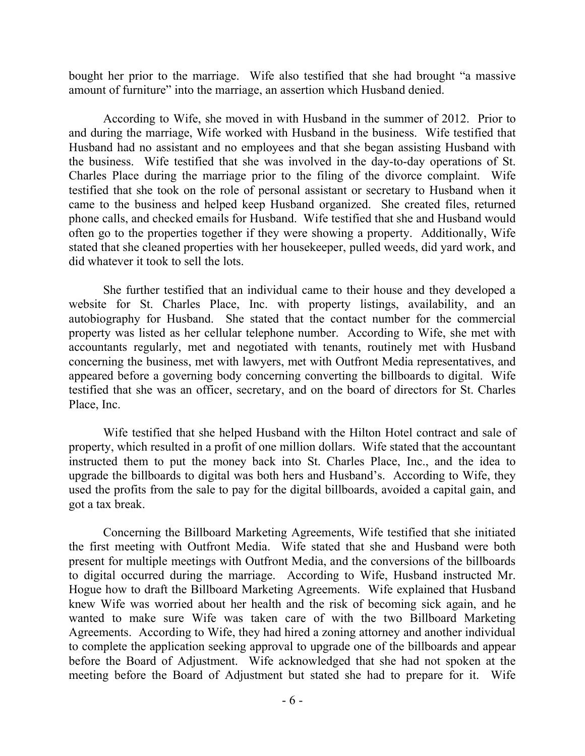bought her prior to the marriage. Wife also testified that she had brought "a massive amount of furniture" into the marriage, an assertion which Husband denied.

According to Wife, she moved in with Husband in the summer of 2012. Prior to and during the marriage, Wife worked with Husband in the business. Wife testified that Husband had no assistant and no employees and that she began assisting Husband with the business. Wife testified that she was involved in the day-to-day operations of St. Charles Place during the marriage prior to the filing of the divorce complaint. Wife testified that she took on the role of personal assistant or secretary to Husband when it came to the business and helped keep Husband organized. She created files, returned phone calls, and checked emails for Husband. Wife testified that she and Husband would often go to the properties together if they were showing a property. Additionally, Wife stated that she cleaned properties with her housekeeper, pulled weeds, did yard work, and did whatever it took to sell the lots.

She further testified that an individual came to their house and they developed a website for St. Charles Place, Inc. with property listings, availability, and an autobiography for Husband. She stated that the contact number for the commercial property was listed as her cellular telephone number. According to Wife, she met with accountants regularly, met and negotiated with tenants, routinely met with Husband concerning the business, met with lawyers, met with Outfront Media representatives, and appeared before a governing body concerning converting the billboards to digital. Wife testified that she was an officer, secretary, and on the board of directors for St. Charles Place, Inc.

Wife testified that she helped Husband with the Hilton Hotel contract and sale of property, which resulted in a profit of one million dollars. Wife stated that the accountant instructed them to put the money back into St. Charles Place, Inc., and the idea to upgrade the billboards to digital was both hers and Husband's. According to Wife, they used the profits from the sale to pay for the digital billboards, avoided a capital gain, and got a tax break.

Concerning the Billboard Marketing Agreements, Wife testified that she initiated the first meeting with Outfront Media. Wife stated that she and Husband were both present for multiple meetings with Outfront Media, and the conversions of the billboards to digital occurred during the marriage. According to Wife, Husband instructed Mr. Hogue how to draft the Billboard Marketing Agreements. Wife explained that Husband knew Wife was worried about her health and the risk of becoming sick again, and he wanted to make sure Wife was taken care of with the two Billboard Marketing Agreements. According to Wife, they had hired a zoning attorney and another individual to complete the application seeking approval to upgrade one of the billboards and appear before the Board of Adjustment. Wife acknowledged that she had not spoken at the meeting before the Board of Adjustment but stated she had to prepare for it. Wife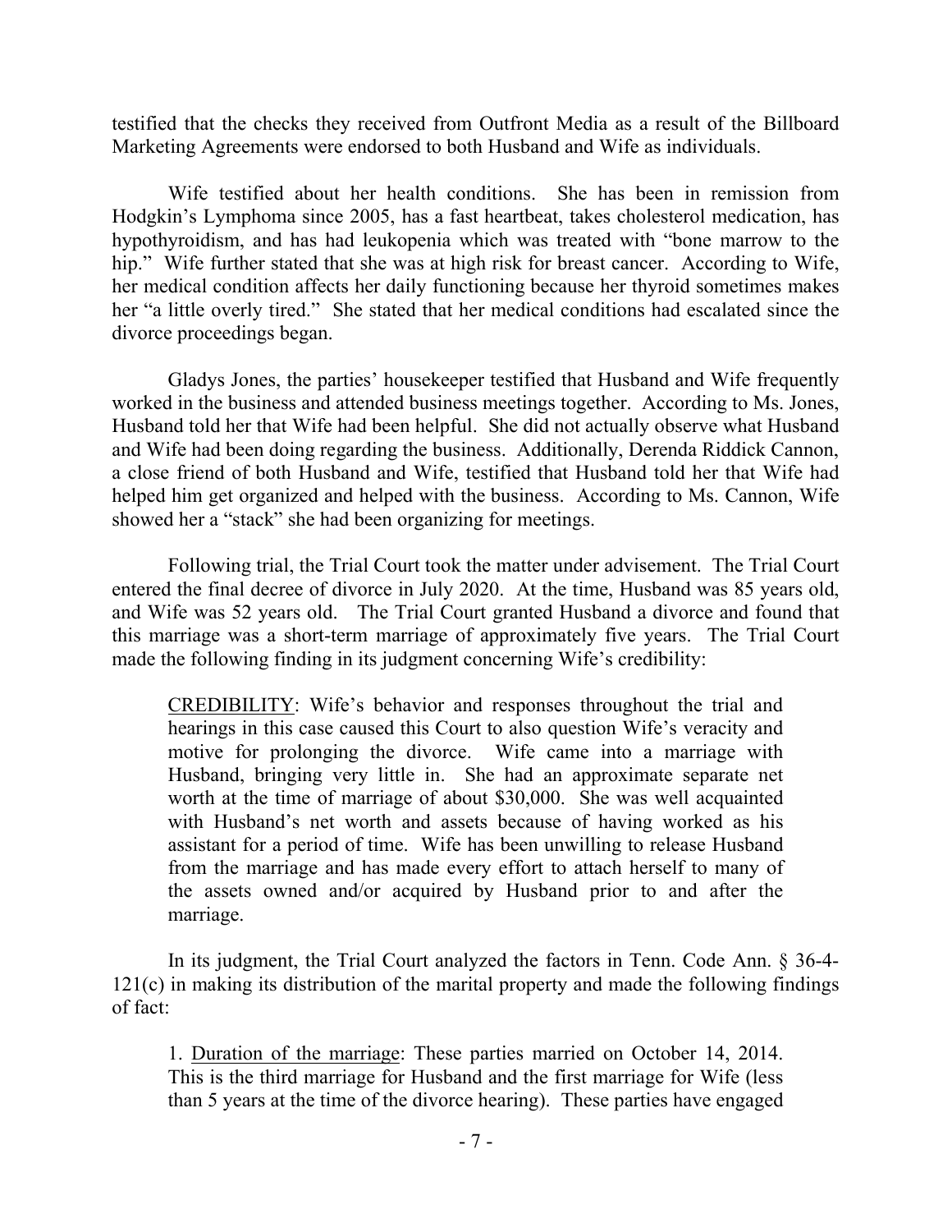testified that the checks they received from Outfront Media as a result of the Billboard Marketing Agreements were endorsed to both Husband and Wife as individuals.

Wife testified about her health conditions. She has been in remission from Hodgkin's Lymphoma since 2005, has a fast heartbeat, takes cholesterol medication, has hypothyroidism, and has had leukopenia which was treated with "bone marrow to the hip." Wife further stated that she was at high risk for breast cancer. According to Wife, her medical condition affects her daily functioning because her thyroid sometimes makes her "a little overly tired." She stated that her medical conditions had escalated since the divorce proceedings began.

Gladys Jones, the parties' housekeeper testified that Husband and Wife frequently worked in the business and attended business meetings together. According to Ms. Jones, Husband told her that Wife had been helpful. She did not actually observe what Husband and Wife had been doing regarding the business. Additionally, Derenda Riddick Cannon, a close friend of both Husband and Wife, testified that Husband told her that Wife had helped him get organized and helped with the business. According to Ms. Cannon, Wife showed her a "stack" she had been organizing for meetings.

Following trial, the Trial Court took the matter under advisement. The Trial Court entered the final decree of divorce in July 2020. At the time, Husband was 85 years old, and Wife was 52 years old. The Trial Court granted Husband a divorce and found that this marriage was a short-term marriage of approximately five years. The Trial Court made the following finding in its judgment concerning Wife's credibility:

> CREDIBILITY: Wife's behavior and responses throughout the trial and hearings in this case caused this Court to also question Wife's veracity and motive for prolonging the divorce. Wife came into a marriage with Husband, bringing very little in. She had an approximate separate net worth at the time of marriage of about $30,000. She was well acquainted with Husband's net worth and assets because of having worked as his assistant for a period of time. Wife has been unwilling to release Husband from the marriage and has made every effort to attach herself to many of the assets owned and/or acquired by Husband prior to and after the marriage.

In its judgment, the Trial Court analyzed the factors in Tenn. Code Ann. § 36-4-121(c) in making its distribution of the marital property and made the following findings of fact:

> 1. Duration of the marriage: These parties married on October 14, 2014. This is the third marriage for Husband and the first marriage for Wife (less than 5 years at the time of the divorce hearing). These parties have engaged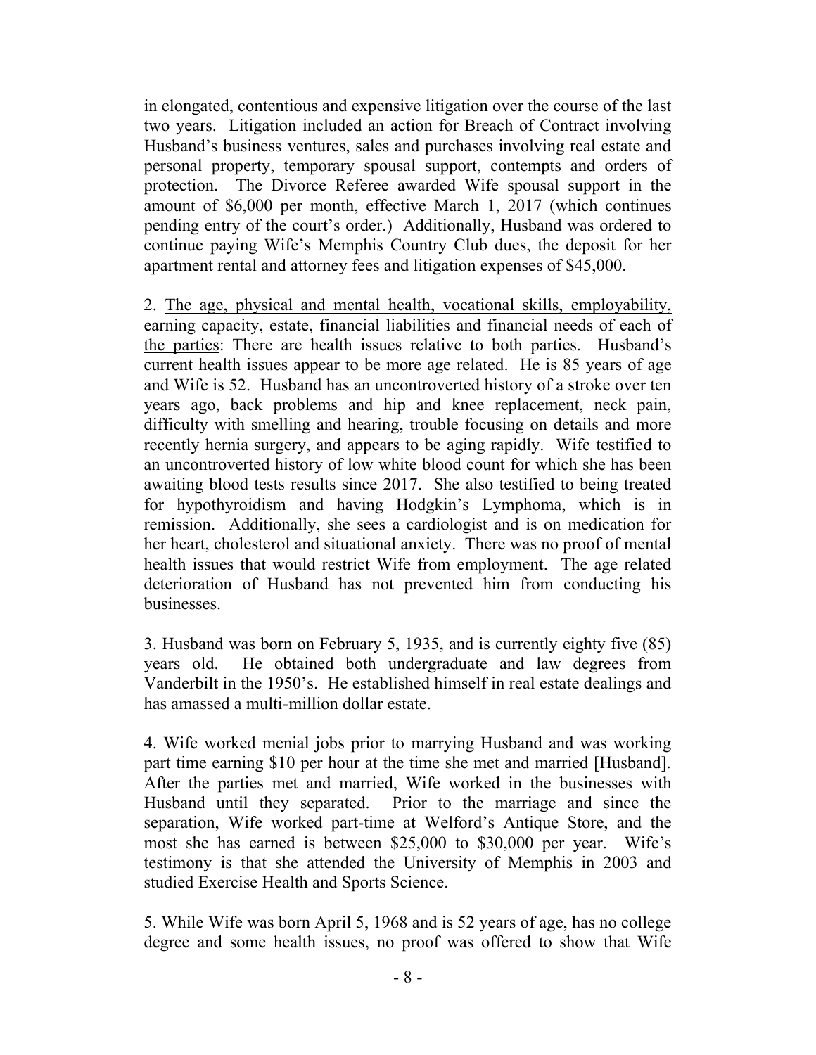in elongated, contentious and expensive litigation over the course of the last two years. Litigation included an action for Breach of Contract involving Husband's business ventures, sales and purchases involving real estate and personal property, temporary spousal support, contempts and orders of protection. The Divorce Referee awarded Wife spousal support in the amount of $6,000 per month, effective March 1, 2017 (which continues pending entry of the court's order.) Additionally, Husband was ordered to continue paying Wife's Memphis Country Club dues, the deposit for her apartment rental and attorney fees and litigation expenses of $45,000.

2. <u>The age, physical and mental health, vocational skills, employability, earning capacity, estate, financial liabilities and financial needs of each of the parties</u>: There are health issues relative to both parties. Husband's current health issues appear to be more age related. He is 85 years of age and Wife is 52. Husband has an uncontroverted history of a stroke over ten years ago, back problems and hip and knee replacement, neck pain, difficulty with smelling and hearing, trouble focusing on details and more recently hernia surgery, and appears to be aging rapidly. Wife testified to an uncontroverted history of low white blood count for which she has been awaiting blood tests results since 2017. She also testified to being treated for hypothyroidism and having Hodgkin's Lymphoma, which is in remission. Additionally, she sees a cardiologist and is on medication for her heart, cholesterol and situational anxiety. There was no proof of mental health issues that would restrict Wife from employment. The age related deterioration of Husband has not prevented him from conducting his businesses.

3. Husband was born on February 5, 1935, and is currently eighty five (85) years old. He obtained both undergraduate and law degrees from Vanderbilt in the 1950's. He established himself in real estate dealings and has amassed a multi-million dollar estate.

4. Wife worked menial jobs prior to marrying Husband and was working part time earning $10 per hour at the time she met and married [Husband]. After the parties met and married, Wife worked in the businesses with Husband until they separated. Prior to the marriage and since the separation, Wife worked part-time at Welford's Antique Store, and the most she has earned is between $25,000 to $30,000 per year. Wife's testimony is that she attended the University of Memphis in 2003 and studied Exercise Health and Sports Science.

5. While Wife was born April 5, 1968 and is 52 years of age, has no college degree and some health issues, no proof was offered to show that Wife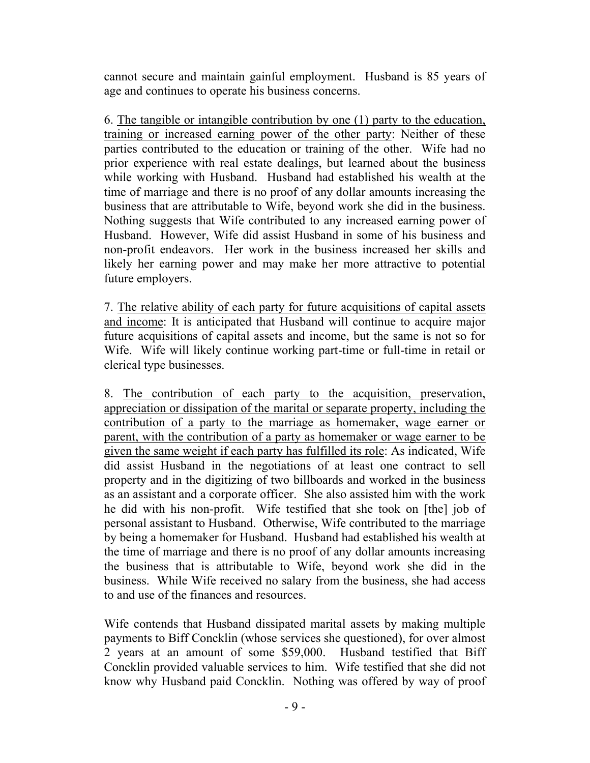cannot secure and maintain gainful employment. Husband is 85 years of age and continues to operate his business concerns.

6. <u>The tangible or intangible contribution by one (1) party to the education, training or increased earning power of the other party</u>: Neither of these parties contributed to the education or training of the other. Wife had no prior experience with real estate dealings, but learned about the business while working with Husband. Husband had established his wealth at the time of marriage and there is no proof of any dollar amounts increasing the business that are attributable to Wife, beyond work she did in the business. Nothing suggests that Wife contributed to any increased earning power of Husband. However, Wife did assist Husband in some of his business and non-profit endeavors. Her work in the business increased her skills and likely her earning power and may make her more attractive to potential future employers.

7. <u>The relative ability of each party for future acquisitions of capital assets and income</u>: It is anticipated that Husband will continue to acquire major future acquisitions of capital assets and income, but the same is not so for Wife. Wife will likely continue working part-time or full-time in retail or clerical type businesses.

8. <u>The contribution of each party to the acquisition, preservation, appreciation or dissipation of the marital or separate property, including the contribution of a party to the marriage as homemaker, wage earner or parent, with the contribution of a party as homemaker or wage earner to be given the same weight if each party has fulfilled its role</u>: As indicated, Wife did assist Husband in the negotiations of at least one contract to sell property and in the digitizing of two billboards and worked in the business as an assistant and a corporate officer. She also assisted him with the work he did with his non-profit. Wife testified that she took on [the] job of personal assistant to Husband. Otherwise, Wife contributed to the marriage by being a homemaker for Husband. Husband had established his wealth at the time of marriage and there is no proof of any dollar amounts increasing the business that is attributable to Wife, beyond work she did in the business. While Wife received no salary from the business, she had access to and use of the finances and resources.

Wife contends that Husband dissipated marital assets by making multiple payments to Biff Concklin (whose services she questioned), for over almost 2 years at an amount of some $59,000. Husband testified that Biff Concklin provided valuable services to him. Wife testified that she did not know why Husband paid Concklin. Nothing was offered by way of proof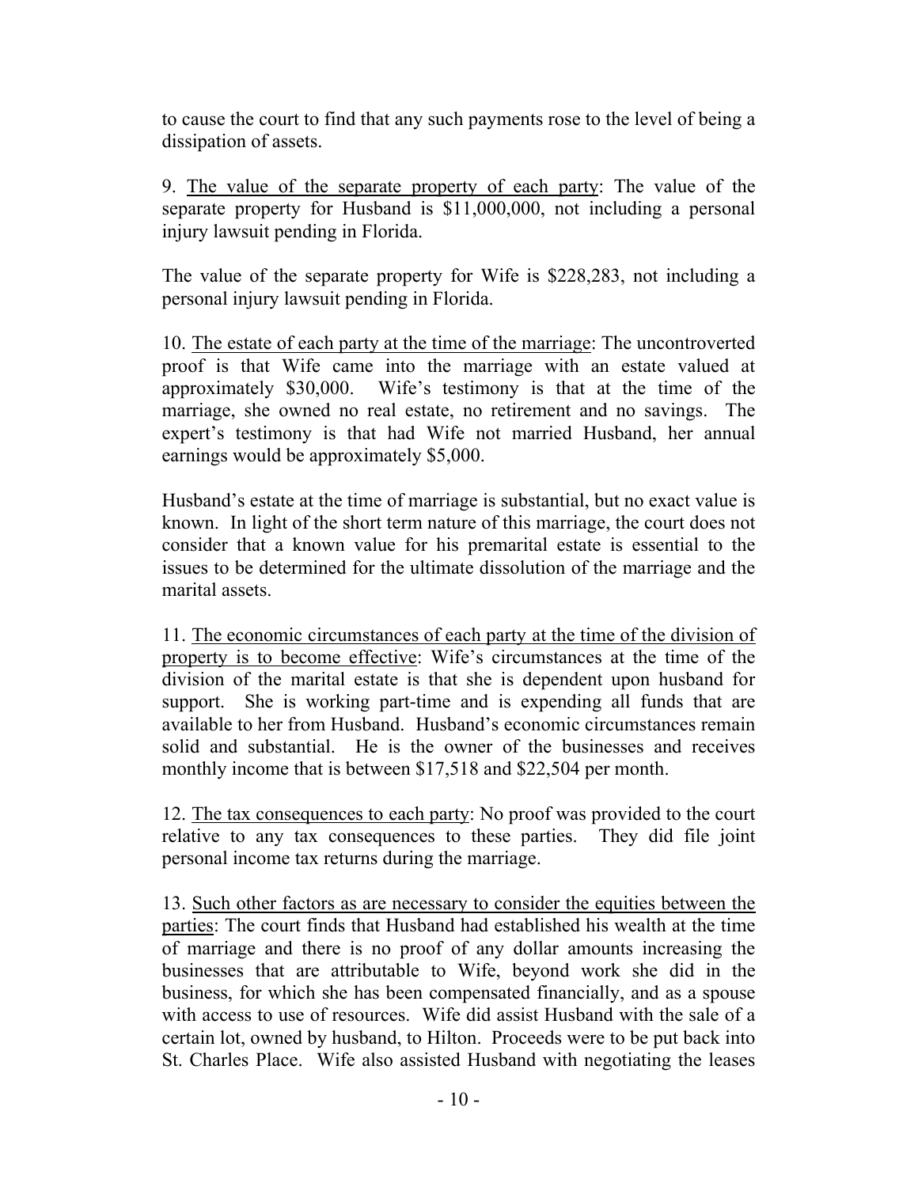to cause the court to find that any such payments rose to the level of being a dissipation of assets.

9. The value of the separate property of each party: The value of the separate property for Husband is $11,000,000, not including a personal injury lawsuit pending in Florida.

The value of the separate property for Wife is $228,283, not including a personal injury lawsuit pending in Florida.

10. The estate of each party at the time of the marriage: The uncontroverted proof is that Wife came into the marriage with an estate valued at approximately $30,000. Wife's testimony is that at the time of the marriage, she owned no real estate, no retirement and no savings. The expert's testimony is that had Wife not married Husband, her annual earnings would be approximately $5,000.

Husband's estate at the time of marriage is substantial, but no exact value is known. In light of the short term nature of this marriage, the court does not consider that a known value for his premarital estate is essential to the issues to be determined for the ultimate dissolution of the marriage and the marital assets.

11. The economic circumstances of each party at the time of the division of property is to become effective: Wife's circumstances at the time of the division of the marital estate is that she is dependent upon husband for support. She is working part-time and is expending all funds that are available to her from Husband. Husband's economic circumstances remain solid and substantial. He is the owner of the businesses and receives monthly income that is between $17,518 and $22,504 per month.

12. The tax consequences to each party: No proof was provided to the court relative to any tax consequences to these parties. They did file joint personal income tax returns during the marriage.

13. Such other factors as are necessary to consider the equities between the parties: The court finds that Husband had established his wealth at the time of marriage and there is no proof of any dollar amounts increasing the businesses that are attributable to Wife, beyond work she did in the business, for which she has been compensated financially, and as a spouse with access to use of resources. Wife did assist Husband with the sale of a certain lot, owned by husband, to Hilton. Proceeds were to be put back into St. Charles Place. Wife also assisted Husband with negotiating the leases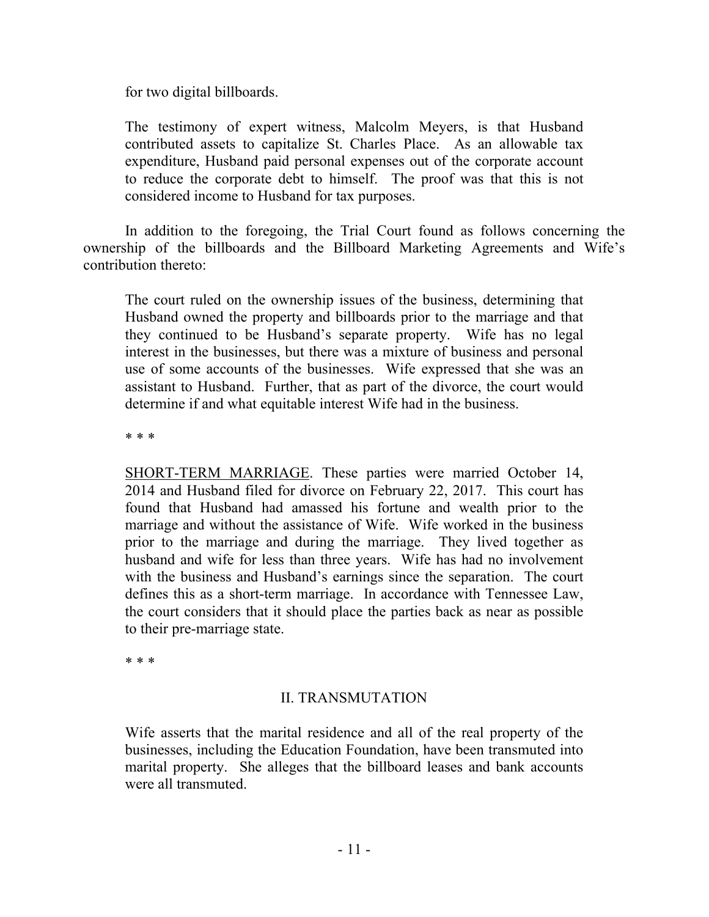for two digital billboards.

> The testimony of expert witness, Malcolm Meyers, is that Husband contributed assets to capitalize St. Charles Place. As an allowable tax expenditure, Husband paid personal expenses out of the corporate account to reduce the corporate debt to himself. The proof was that this is not considered income to Husband for tax purposes.

In addition to the foregoing, the Trial Court found as follows concerning the ownership of the billboards and the Billboard Marketing Agreements and Wife's contribution thereto:

> The court ruled on the ownership issues of the business, determining that Husband owned the property and billboards prior to the marriage and that they continued to be Husband's separate property. Wife has no legal interest in the businesses, but there was a mixture of business and personal use of some accounts of the businesses. Wife expressed that she was an assistant to Husband. Further, that as part of the divorce, the court would determine if and what equitable interest Wife had in the business.
>
> * * *
>
> <u>SHORT-TERM MARRIAGE</u>. These parties were married October 14, 2014 and Husband filed for divorce on February 22, 2017. This court has found that Husband had amassed his fortune and wealth prior to the marriage and without the assistance of Wife. Wife worked in the business prior to the marriage and during the marriage. They lived together as husband and wife for less than three years. Wife has had no involvement with the business and Husband's earnings since the separation. The court defines this as a short-term marriage. In accordance with Tennessee Law, the court considers that it should place the parties back as near as possible to their pre-marriage state.
>
> * * *
>
> II. TRANSMUTATION
>
> Wife asserts that the marital residence and all of the real property of the businesses, including the Education Foundation, have been transmuted into marital property. She alleges that the billboard leases and bank accounts were all transmuted.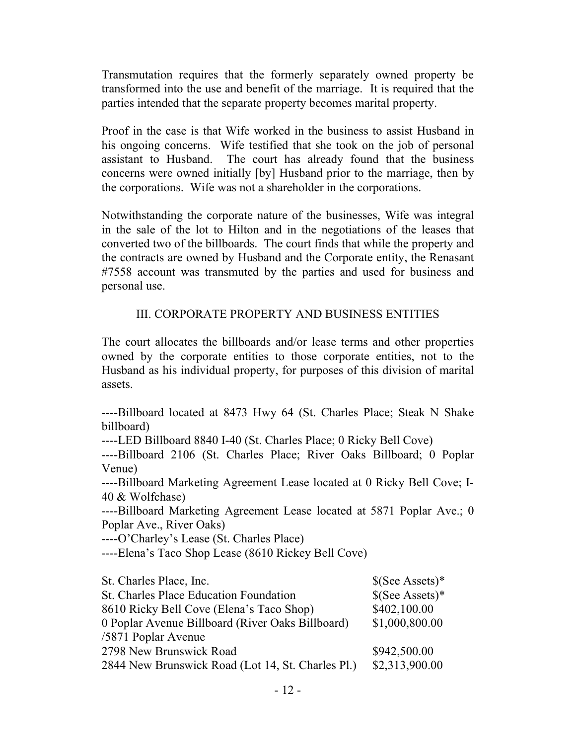Transmutation requires that the formerly separately owned property be transformed into the use and benefit of the marriage. It is required that the parties intended that the separate property becomes marital property.

Proof in the case is that Wife worked in the business to assist Husband in his ongoing concerns. Wife testified that she took on the job of personal assistant to Husband. The court has already found that the business concerns were owned initially [by] Husband prior to the marriage, then by the corporations. Wife was not a shareholder in the corporations.

Notwithstanding the corporate nature of the businesses, Wife was integral in the sale of the lot to Hilton and in the negotiations of the leases that converted two of the billboards. The court finds that while the property and the contracts are owned by Husband and the Corporate entity, the Renasant #7558 account was transmuted by the parties and used for business and personal use.

## III. CORPORATE PROPERTY AND BUSINESS ENTITIES

The court allocates the billboards and/or lease terms and other properties owned by the corporate entities to those corporate entities, not to the Husband as his individual property, for purposes of this division of marital assets.

----Billboard located at 8473 Hwy 64 (St. Charles Place; Steak N Shake billboard)

----LED Billboard 8840 I-40 (St. Charles Place; 0 Ricky Bell Cove)

----Billboard 2106 (St. Charles Place; River Oaks Billboard; 0 Poplar Venue)

----Billboard Marketing Agreement Lease located at 0 Ricky Bell Cove; I-40 & Wolfchase)

----Billboard Marketing Agreement Lease located at 5871 Poplar Ave.; 0 Poplar Ave., River Oaks)

----O'Charley's Lease (St. Charles Place)

----Elena's Taco Shop Lease (8610 Rickey Bell Cove)

| | |
|---|---|
| St. Charles Place, Inc. | $(See Assets)* |
| St. Charles Place Education Foundation | $(See Assets)* |
| 8610 Ricky Bell Cove (Elena's Taco Shop) | $402,100.00 |
| 0 Poplar Avenue Billboard (River Oaks Billboard) /5871 Poplar Avenue | $1,000,800.00 |
| 2798 New Brunswick Road | $942,500.00 |
| 2844 New Brunswick Road (Lot 14, St. Charles Pl.) | $2,313,900.00 |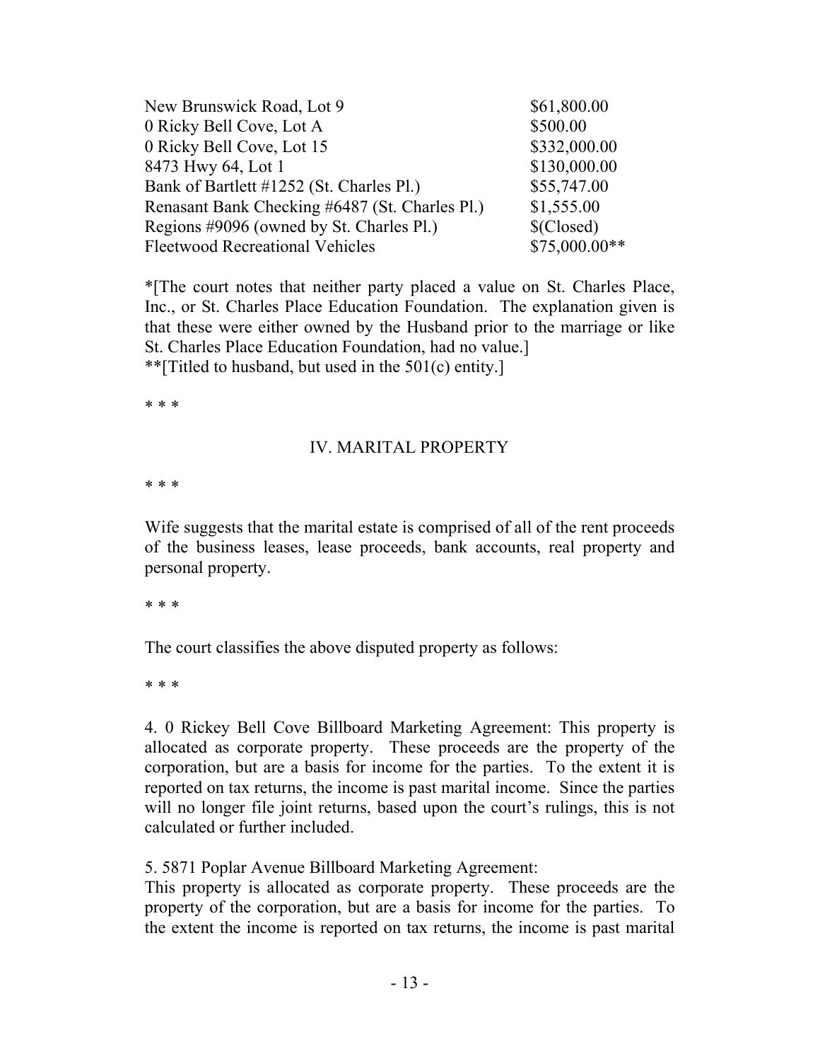| | |
|---|---|
| New Brunswick Road, Lot 9 | $61,800.00 |
| 0 Ricky Bell Cove, Lot A | $500.00 |
| 0 Ricky Bell Cove, Lot 15 | $332,000.00 |
| 8473 Hwy 64, Lot 1 | $130,000.00 |
| Bank of Bartlett #1252 (St. Charles Pl.) | $55,747.00 |
| Renasant Bank Checking #6487 (St. Charles Pl.) | $1,555.00 |
| Regions #9096 (owned by St. Charles Pl.) | $(Closed) |
| Fleetwood Recreational Vehicles | $75,000.00** |

*[The court notes that neither party placed a value on St. Charles Place, Inc., or St. Charles Place Education Foundation. The explanation given is that these were either owned by the Husband prior to the marriage or like St. Charles Place Education Foundation, had no value.]
**[Titled to husband, but used in the 501(c) entity.]

\* \* \*

## IV. MARITAL PROPERTY

\* \* \*

Wife suggests that the marital estate is comprised of all of the rent proceeds of the business leases, lease proceeds, bank accounts, real property and personal property.

\* \* \*

The court classifies the above disputed property as follows:

\* \* \*

4. 0 Rickey Bell Cove Billboard Marketing Agreement: This property is allocated as corporate property. These proceeds are the property of the corporation, but are a basis for income for the parties. To the extent it is reported on tax returns, the income is past marital income. Since the parties will no longer file joint returns, based upon the court's rulings, this is not calculated or further included.

5. 5871 Poplar Avenue Billboard Marketing Agreement:
This property is allocated as corporate property. These proceeds are the property of the corporation, but are a basis for income for the parties. To the extent the income is reported on tax returns, the income is past marital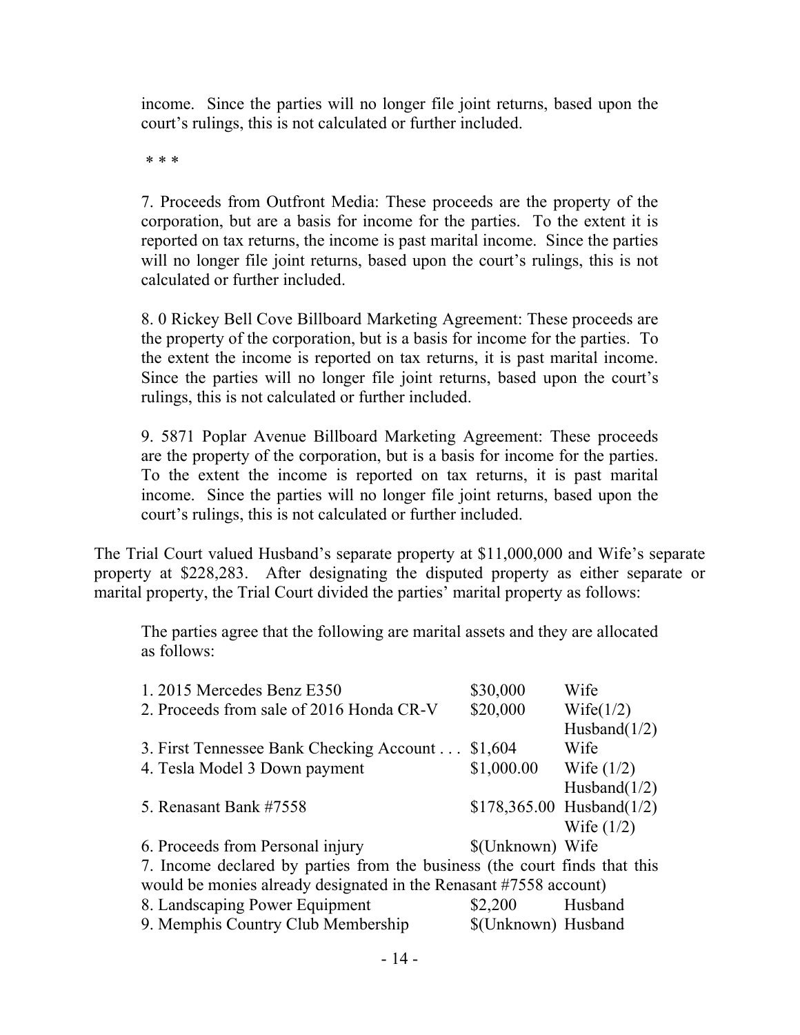> income. Since the parties will no longer file joint returns, based upon the court's rulings, this is not calculated or further included.
>
> \* \* \*
>
> 7. Proceeds from Outfront Media: These proceeds are the property of the corporation, but are a basis for income for the parties. To the extent it is reported on tax returns, the income is past marital income. Since the parties will no longer file joint returns, based upon the court's rulings, this is not calculated or further included.
>
> 8. 0 Rickey Bell Cove Billboard Marketing Agreement: These proceeds are the property of the corporation, but is a basis for income for the parties. To the extent the income is reported on tax returns, it is past marital income. Since the parties will no longer file joint returns, based upon the court's rulings, this is not calculated or further included.
>
> 9. 5871 Poplar Avenue Billboard Marketing Agreement: These proceeds are the property of the corporation, but is a basis for income for the parties. To the extent the income is reported on tax returns, it is past marital income. Since the parties will no longer file joint returns, based upon the court's rulings, this is not calculated or further included.

The Trial Court valued Husband's separate property at $11,000,000 and Wife's separate property at $228,283. After designating the disputed property as either separate or marital property, the Trial Court divided the parties' marital property as follows:

> The parties agree that the following are marital assets and they are allocated as follows:

| Asset | Value | Allocation |
|---|---|---|
| 1. 2015 Mercedes Benz E350 | $30,000 | Wife |
| 2. Proceeds from sale of 2016 Honda CR-V | $20,000 | Wife(1/2) Husband(1/2) |
| 3. First Tennessee Bank Checking Account . . . | $1,604 | Wife |
| 4. Tesla Model 3 Down payment | $1,000.00 | Wife (1/2) Husband(1/2) |
| 5. Renasant Bank #7558 | $178,365.00 | Husband(1/2) Wife (1/2) |
| 6. Proceeds from Personal injury | $(Unknown) | Wife |
| 7. Income declared by parties from the business (the court finds that this would be monies already designated in the Renasant #7558 account) | | |
| 8. Landscaping Power Equipment | $2,200 | Husband |
| 9. Memphis Country Club Membership | $(Unknown) | Husband |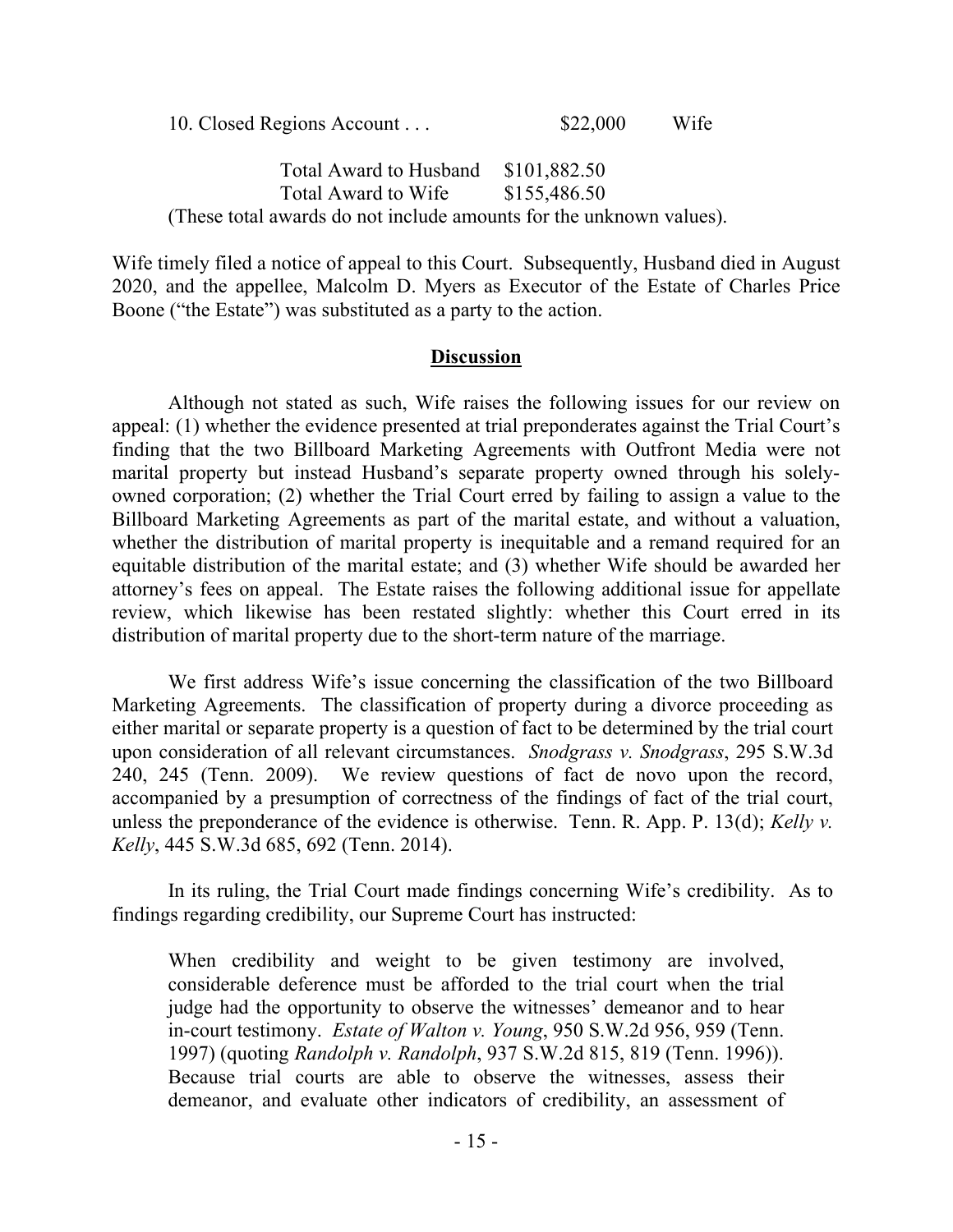10. Closed Regions Account . . .     $22,000     Wife

Total Award to Husband     $101,882.50
Total Award to Wife     $155,486.50
(These total awards do not include amounts for the unknown values).

Wife timely filed a notice of appeal to this Court. Subsequently, Husband died in August 2020, and the appellee, Malcolm D. Myers as Executor of the Estate of Charles Price Boone ("the Estate") was substituted as a party to the action.

## **Discussion**

Although not stated as such, Wife raises the following issues for our review on appeal: (1) whether the evidence presented at trial preponderates against the Trial Court's finding that the two Billboard Marketing Agreements with Outfront Media were not marital property but instead Husband's separate property owned through his solely-owned corporation; (2) whether the Trial Court erred by failing to assign a value to the Billboard Marketing Agreements as part of the marital estate, and without a valuation, whether the distribution of marital property is inequitable and a remand required for an equitable distribution of the marital estate; and (3) whether Wife should be awarded her attorney's fees on appeal. The Estate raises the following additional issue for appellate review, which likewise has been restated slightly: whether this Court erred in its distribution of marital property due to the short-term nature of the marriage.

We first address Wife's issue concerning the classification of the two Billboard Marketing Agreements. The classification of property during a divorce proceeding as either marital or separate property is a question of fact to be determined by the trial court upon consideration of all relevant circumstances. *Snodgrass v. Snodgrass*, 295 S.W.3d 240, 245 (Tenn. 2009). We review questions of fact de novo upon the record, accompanied by a presumption of correctness of the findings of fact of the trial court, unless the preponderance of the evidence is otherwise. Tenn. R. App. P. 13(d); *Kelly v. Kelly*, 445 S.W.3d 685, 692 (Tenn. 2014).

In its ruling, the Trial Court made findings concerning Wife's credibility. As to findings regarding credibility, our Supreme Court has instructed:

> When credibility and weight to be given testimony are involved, considerable deference must be afforded to the trial court when the trial judge had the opportunity to observe the witnesses' demeanor and to hear in-court testimony. *Estate of Walton v. Young*, 950 S.W.2d 956, 959 (Tenn. 1997) (quoting *Randolph v. Randolph*, 937 S.W.2d 815, 819 (Tenn. 1996)). Because trial courts are able to observe the witnesses, assess their demeanor, and evaluate other indicators of credibility, an assessment of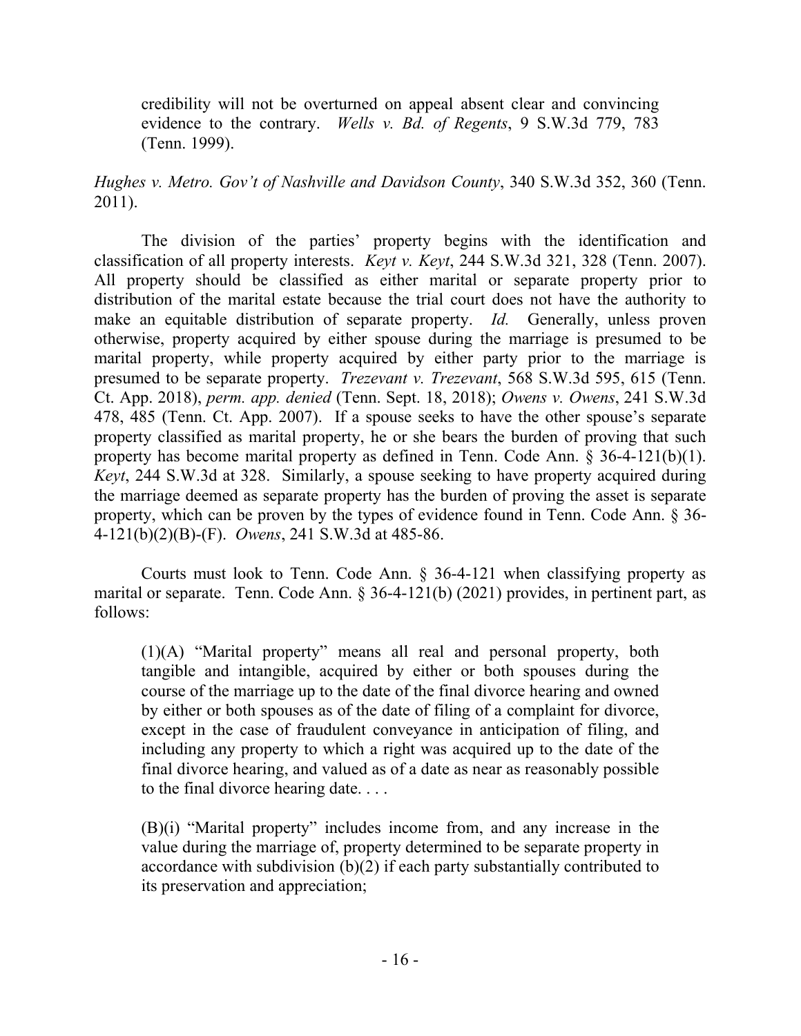> credibility will not be overturned on appeal absent clear and convincing evidence to the contrary. *Wells v. Bd. of Regents*, 9 S.W.3d 779, 783 (Tenn. 1999).

*Hughes v. Metro. Gov't of Nashville and Davidson County*, 340 S.W.3d 352, 360 (Tenn. 2011).

The division of the parties' property begins with the identification and classification of all property interests. *Keyt v. Keyt*, 244 S.W.3d 321, 328 (Tenn. 2007). All property should be classified as either marital or separate property prior to distribution of the marital estate because the trial court does not have the authority to make an equitable distribution of separate property. *Id.* Generally, unless proven otherwise, property acquired by either spouse during the marriage is presumed to be marital property, while property acquired by either party prior to the marriage is presumed to be separate property. *Trezevant v. Trezevant*, 568 S.W.3d 595, 615 (Tenn. Ct. App. 2018), *perm. app. denied* (Tenn. Sept. 18, 2018); *Owens v. Owens*, 241 S.W.3d 478, 485 (Tenn. Ct. App. 2007). If a spouse seeks to have the other spouse's separate property classified as marital property, he or she bears the burden of proving that such property has become marital property as defined in Tenn. Code Ann. § 36-4-121(b)(1). *Keyt*, 244 S.W.3d at 328. Similarly, a spouse seeking to have property acquired during the marriage deemed as separate property has the burden of proving the asset is separate property, which can be proven by the types of evidence found in Tenn. Code Ann. § 36-4-121(b)(2)(B)-(F). *Owens*, 241 S.W.3d at 485-86.

Courts must look to Tenn. Code Ann. § 36-4-121 when classifying property as marital or separate. Tenn. Code Ann. § 36-4-121(b) (2021) provides, in pertinent part, as follows:

> (1)(A) "Marital property" means all real and personal property, both tangible and intangible, acquired by either or both spouses during the course of the marriage up to the date of the final divorce hearing and owned by either or both spouses as of the date of filing of a complaint for divorce, except in the case of fraudulent conveyance in anticipation of filing, and including any property to which a right was acquired up to the date of the final divorce hearing, and valued as of a date as near as reasonably possible to the final divorce hearing date. . . .
>
> (B)(i) "Marital property" includes income from, and any increase in the value during the marriage of, property determined to be separate property in accordance with subdivision (b)(2) if each party substantially contributed to its preservation and appreciation;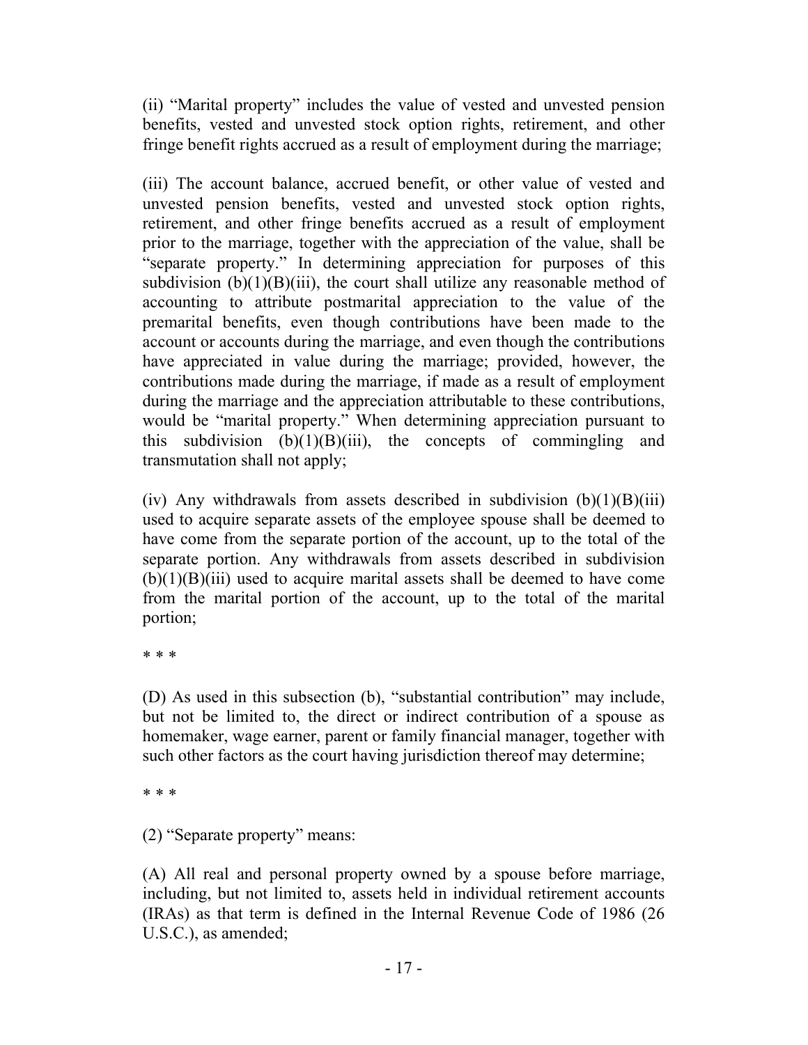(ii) "Marital property" includes the value of vested and unvested pension benefits, vested and unvested stock option rights, retirement, and other fringe benefit rights accrued as a result of employment during the marriage;

(iii) The account balance, accrued benefit, or other value of vested and unvested pension benefits, vested and unvested stock option rights, retirement, and other fringe benefits accrued as a result of employment prior to the marriage, together with the appreciation of the value, shall be "separate property." In determining appreciation for purposes of this subdivision (b)(1)(B)(iii), the court shall utilize any reasonable method of accounting to attribute postmarital appreciation to the value of the premarital benefits, even though contributions have been made to the account or accounts during the marriage, and even though the contributions have appreciated in value during the marriage; provided, however, the contributions made during the marriage, if made as a result of employment during the marriage and the appreciation attributable to these contributions, would be "marital property." When determining appreciation pursuant to this subdivision (b)(1)(B)(iii), the concepts of commingling and transmutation shall not apply;

(iv) Any withdrawals from assets described in subdivision (b)(1)(B)(iii) used to acquire separate assets of the employee spouse shall be deemed to have come from the separate portion of the account, up to the total of the separate portion. Any withdrawals from assets described in subdivision (b)(1)(B)(iii) used to acquire marital assets shall be deemed to have come from the marital portion of the account, up to the total of the marital portion;

\* \* \*

(D) As used in this subsection (b), "substantial contribution" may include, but not be limited to, the direct or indirect contribution of a spouse as homemaker, wage earner, parent or family financial manager, together with such other factors as the court having jurisdiction thereof may determine;

\* \* \*

(2) "Separate property" means:

(A) All real and personal property owned by a spouse before marriage, including, but not limited to, assets held in individual retirement accounts (IRAs) as that term is defined in the Internal Revenue Code of 1986 (26 U.S.C.), as amended;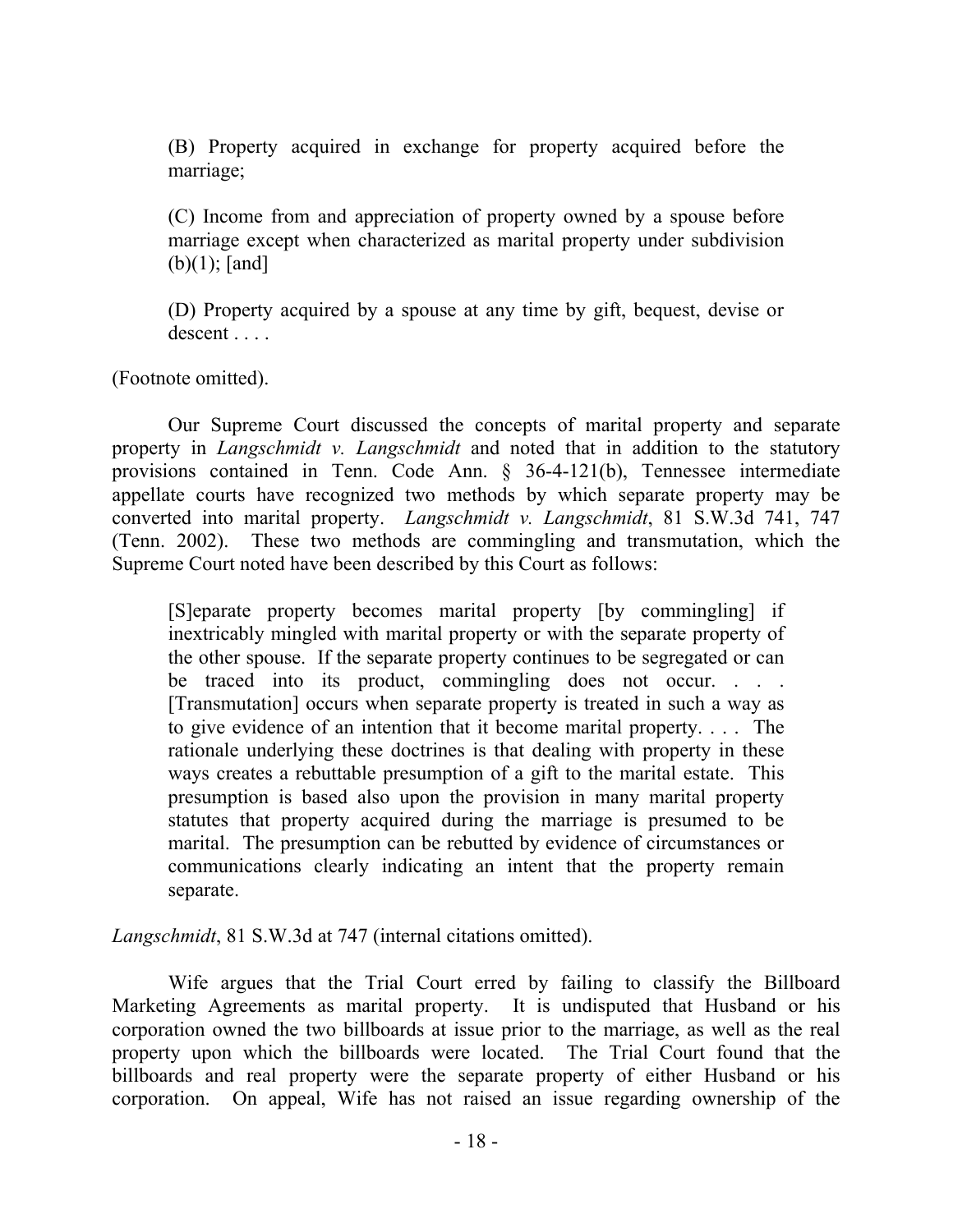> (B) Property acquired in exchange for property acquired before the marriage;
>
> (C) Income from and appreciation of property owned by a spouse before marriage except when characterized as marital property under subdivision (b)(1); [and]
>
> (D) Property acquired by a spouse at any time by gift, bequest, devise or descent . . . .

(Footnote omitted).

Our Supreme Court discussed the concepts of marital property and separate property in *Langschmidt v. Langschmidt* and noted that in addition to the statutory provisions contained in Tenn. Code Ann. § 36-4-121(b), Tennessee intermediate appellate courts have recognized two methods by which separate property may be converted into marital property. *Langschmidt v. Langschmidt*, 81 S.W.3d 741, 747 (Tenn. 2002). These two methods are commingling and transmutation, which the Supreme Court noted have been described by this Court as follows:

> [S]eparate property becomes marital property [by commingling] if inextricably mingled with marital property or with the separate property of the other spouse. If the separate property continues to be segregated or can be traced into its product, commingling does not occur. . . . [Transmutation] occurs when separate property is treated in such a way as to give evidence of an intention that it become marital property. . . . The rationale underlying these doctrines is that dealing with property in these ways creates a rebuttable presumption of a gift to the marital estate. This presumption is based also upon the provision in many marital property statutes that property acquired during the marriage is presumed to be marital. The presumption can be rebutted by evidence of circumstances or communications clearly indicating an intent that the property remain separate.

*Langschmidt*, 81 S.W.3d at 747 (internal citations omitted).

Wife argues that the Trial Court erred by failing to classify the Billboard Marketing Agreements as marital property. It is undisputed that Husband or his corporation owned the two billboards at issue prior to the marriage, as well as the real property upon which the billboards were located. The Trial Court found that the billboards and real property were the separate property of either Husband or his corporation. On appeal, Wife has not raised an issue regarding ownership of the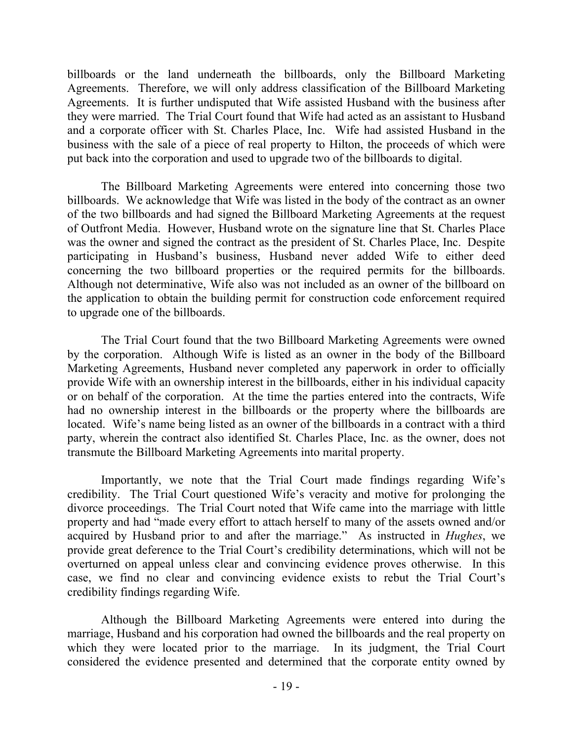billboards or the land underneath the billboards, only the Billboard Marketing Agreements. Therefore, we will only address classification of the Billboard Marketing Agreements. It is further undisputed that Wife assisted Husband with the business after they were married. The Trial Court found that Wife had acted as an assistant to Husband and a corporate officer with St. Charles Place, Inc. Wife had assisted Husband in the business with the sale of a piece of real property to Hilton, the proceeds of which were put back into the corporation and used to upgrade two of the billboards to digital.

The Billboard Marketing Agreements were entered into concerning those two billboards. We acknowledge that Wife was listed in the body of the contract as an owner of the two billboards and had signed the Billboard Marketing Agreements at the request of Outfront Media. However, Husband wrote on the signature line that St. Charles Place was the owner and signed the contract as the president of St. Charles Place, Inc. Despite participating in Husband's business, Husband never added Wife to either deed concerning the two billboard properties or the required permits for the billboards. Although not determinative, Wife also was not included as an owner of the billboard on the application to obtain the building permit for construction code enforcement required to upgrade one of the billboards.

The Trial Court found that the two Billboard Marketing Agreements were owned by the corporation. Although Wife is listed as an owner in the body of the Billboard Marketing Agreements, Husband never completed any paperwork in order to officially provide Wife with an ownership interest in the billboards, either in his individual capacity or on behalf of the corporation. At the time the parties entered into the contracts, Wife had no ownership interest in the billboards or the property where the billboards are located. Wife's name being listed as an owner of the billboards in a contract with a third party, wherein the contract also identified St. Charles Place, Inc. as the owner, does not transmute the Billboard Marketing Agreements into marital property.

Importantly, we note that the Trial Court made findings regarding Wife's credibility. The Trial Court questioned Wife's veracity and motive for prolonging the divorce proceedings. The Trial Court noted that Wife came into the marriage with little property and had "made every effort to attach herself to many of the assets owned and/or acquired by Husband prior to and after the marriage." As instructed in *Hughes*, we provide great deference to the Trial Court's credibility determinations, which will not be overturned on appeal unless clear and convincing evidence proves otherwise. In this case, we find no clear and convincing evidence exists to rebut the Trial Court's credibility findings regarding Wife.

Although the Billboard Marketing Agreements were entered into during the marriage, Husband and his corporation had owned the billboards and the real property on which they were located prior to the marriage. In its judgment, the Trial Court considered the evidence presented and determined that the corporate entity owned by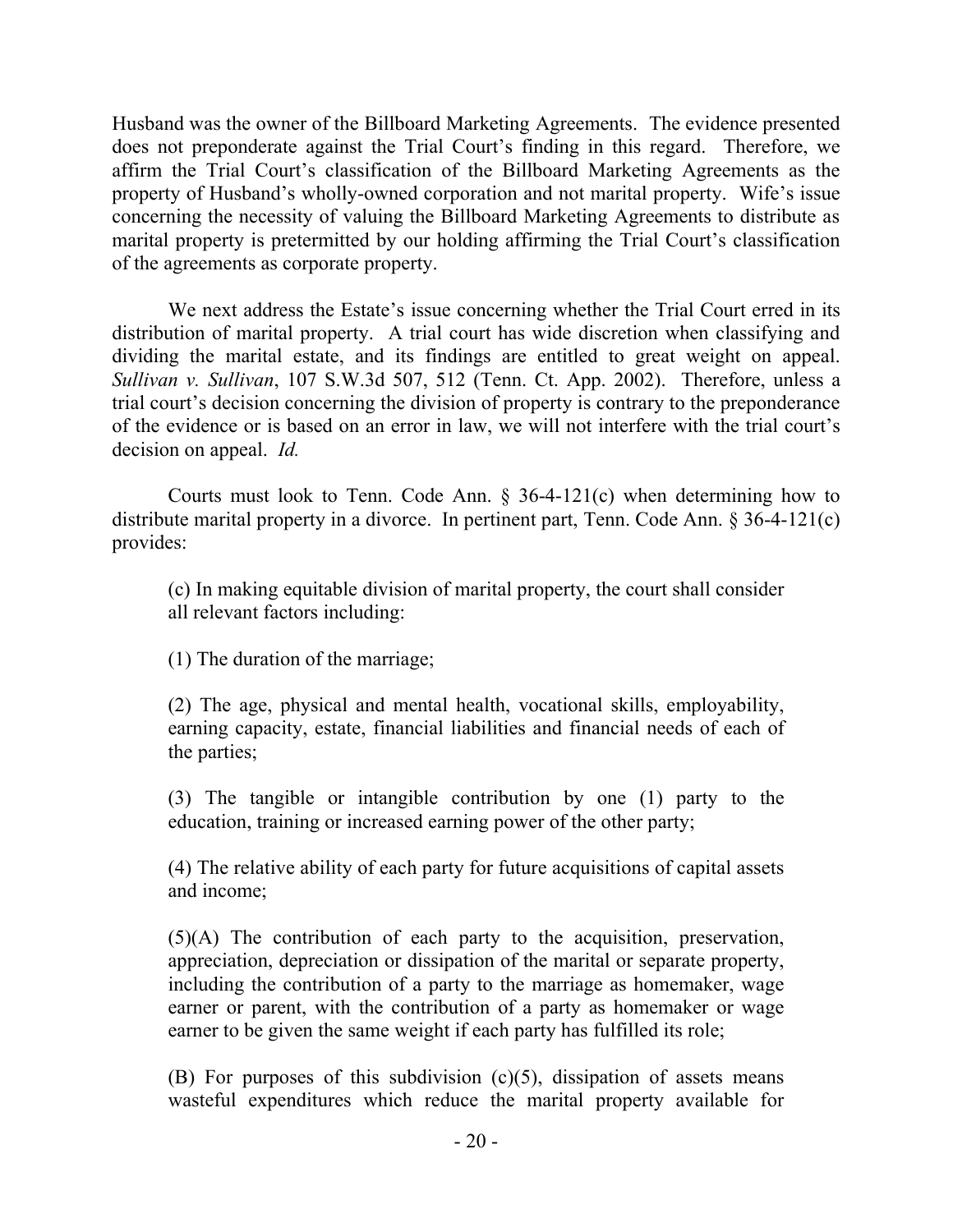Husband was the owner of the Billboard Marketing Agreements. The evidence presented does not preponderate against the Trial Court's finding in this regard. Therefore, we affirm the Trial Court's classification of the Billboard Marketing Agreements as the property of Husband's wholly-owned corporation and not marital property. Wife's issue concerning the necessity of valuing the Billboard Marketing Agreements to distribute as marital property is pretermitted by our holding affirming the Trial Court's classification of the agreements as corporate property.

We next address the Estate's issue concerning whether the Trial Court erred in its distribution of marital property. A trial court has wide discretion when classifying and dividing the marital estate, and its findings are entitled to great weight on appeal. *Sullivan v. Sullivan*, 107 S.W.3d 507, 512 (Tenn. Ct. App. 2002). Therefore, unless a trial court's decision concerning the division of property is contrary to the preponderance of the evidence or is based on an error in law, we will not interfere with the trial court's decision on appeal. *Id.*

Courts must look to Tenn. Code Ann. § 36-4-121(c) when determining how to distribute marital property in a divorce. In pertinent part, Tenn. Code Ann. § 36-4-121(c) provides:

> (c) In making equitable division of marital property, the court shall consider all relevant factors including:
>
> (1) The duration of the marriage;
>
> (2) The age, physical and mental health, vocational skills, employability, earning capacity, estate, financial liabilities and financial needs of each of the parties;
>
> (3) The tangible or intangible contribution by one (1) party to the education, training or increased earning power of the other party;
>
> (4) The relative ability of each party for future acquisitions of capital assets and income;
>
> (5)(A) The contribution of each party to the acquisition, preservation, appreciation, depreciation or dissipation of the marital or separate property, including the contribution of a party to the marriage as homemaker, wage earner or parent, with the contribution of a party as homemaker or wage earner to be given the same weight if each party has fulfilled its role;
>
> (B) For purposes of this subdivision (c)(5), dissipation of assets means wasteful expenditures which reduce the marital property available for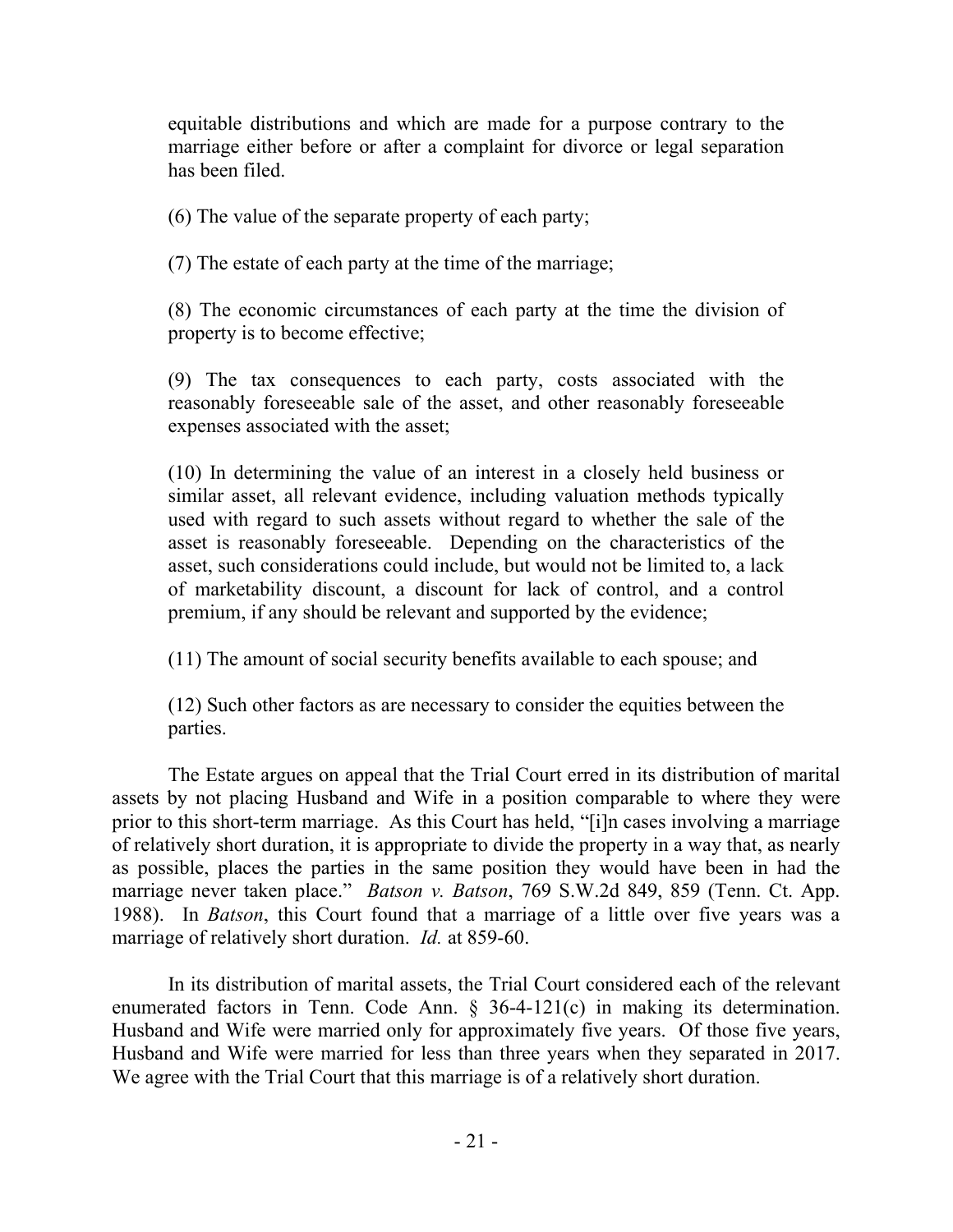equitable distributions and which are made for a purpose contrary to the marriage either before or after a complaint for divorce or legal separation has been filed.

(6) The value of the separate property of each party;

(7) The estate of each party at the time of the marriage;

(8) The economic circumstances of each party at the time the division of property is to become effective;

(9) The tax consequences to each party, costs associated with the reasonably foreseeable sale of the asset, and other reasonably foreseeable expenses associated with the asset;

(10) In determining the value of an interest in a closely held business or similar asset, all relevant evidence, including valuation methods typically used with regard to such assets without regard to whether the sale of the asset is reasonably foreseeable. Depending on the characteristics of the asset, such considerations could include, but would not be limited to, a lack of marketability discount, a discount for lack of control, and a control premium, if any should be relevant and supported by the evidence;

(11) The amount of social security benefits available to each spouse; and

(12) Such other factors as are necessary to consider the equities between the parties.

The Estate argues on appeal that the Trial Court erred in its distribution of marital assets by not placing Husband and Wife in a position comparable to where they were prior to this short-term marriage. As this Court has held, "[i]n cases involving a marriage of relatively short duration, it is appropriate to divide the property in a way that, as nearly as possible, places the parties in the same position they would have been in had the marriage never taken place." *Batson v. Batson*, 769 S.W.2d 849, 859 (Tenn. Ct. App. 1988). In *Batson*, this Court found that a marriage of a little over five years was a marriage of relatively short duration. *Id.* at 859-60.

In its distribution of marital assets, the Trial Court considered each of the relevant enumerated factors in Tenn. Code Ann. § 36-4-121(c) in making its determination. Husband and Wife were married only for approximately five years. Of those five years, Husband and Wife were married for less than three years when they separated in 2017. We agree with the Trial Court that this marriage is of a relatively short duration.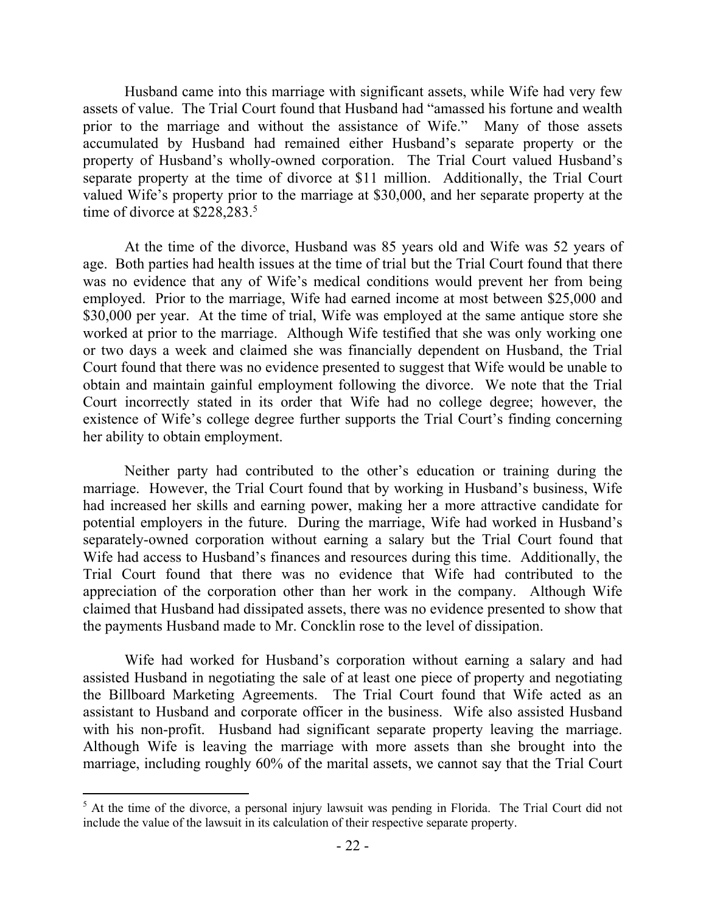Husband came into this marriage with significant assets, while Wife had very few assets of value. The Trial Court found that Husband had "amassed his fortune and wealth prior to the marriage and without the assistance of Wife." Many of those assets accumulated by Husband had remained either Husband's separate property or the property of Husband's wholly-owned corporation. The Trial Court valued Husband's separate property at the time of divorce at \$11 million. Additionally, the Trial Court valued Wife's property prior to the marriage at \$30,000, and her separate property at the time of divorce at \$228,283.[5]

At the time of the divorce, Husband was 85 years old and Wife was 52 years of age. Both parties had health issues at the time of trial but the Trial Court found that there was no evidence that any of Wife's medical conditions would prevent her from being employed. Prior to the marriage, Wife had earned income at most between \$25,000 and \$30,000 per year. At the time of trial, Wife was employed at the same antique store she worked at prior to the marriage. Although Wife testified that she was only working one or two days a week and claimed she was financially dependent on Husband, the Trial Court found that there was no evidence presented to suggest that Wife would be unable to obtain and maintain gainful employment following the divorce. We note that the Trial Court incorrectly stated in its order that Wife had no college degree; however, the existence of Wife's college degree further supports the Trial Court's finding concerning her ability to obtain employment.

Neither party had contributed to the other's education or training during the marriage. However, the Trial Court found that by working in Husband's business, Wife had increased her skills and earning power, making her a more attractive candidate for potential employers in the future. During the marriage, Wife had worked in Husband's separately-owned corporation without earning a salary but the Trial Court found that Wife had access to Husband's finances and resources during this time. Additionally, the Trial Court found that there was no evidence that Wife had contributed to the appreciation of the corporation other than her work in the company. Although Wife claimed that Husband had dissipated assets, there was no evidence presented to show that the payments Husband made to Mr. Concklin rose to the level of dissipation.

Wife had worked for Husband's corporation without earning a salary and had assisted Husband in negotiating the sale of at least one piece of property and negotiating the Billboard Marketing Agreements. The Trial Court found that Wife acted as an assistant to Husband and corporate officer in the business. Wife also assisted Husband with his non-profit. Husband had significant separate property leaving the marriage. Although Wife is leaving the marriage with more assets than she brought into the marriage, including roughly 60% of the marital assets, we cannot say that the Trial Court

[5] At the time of the divorce, a personal injury lawsuit was pending in Florida. The Trial Court did not include the value of the lawsuit in its calculation of their respective separate property.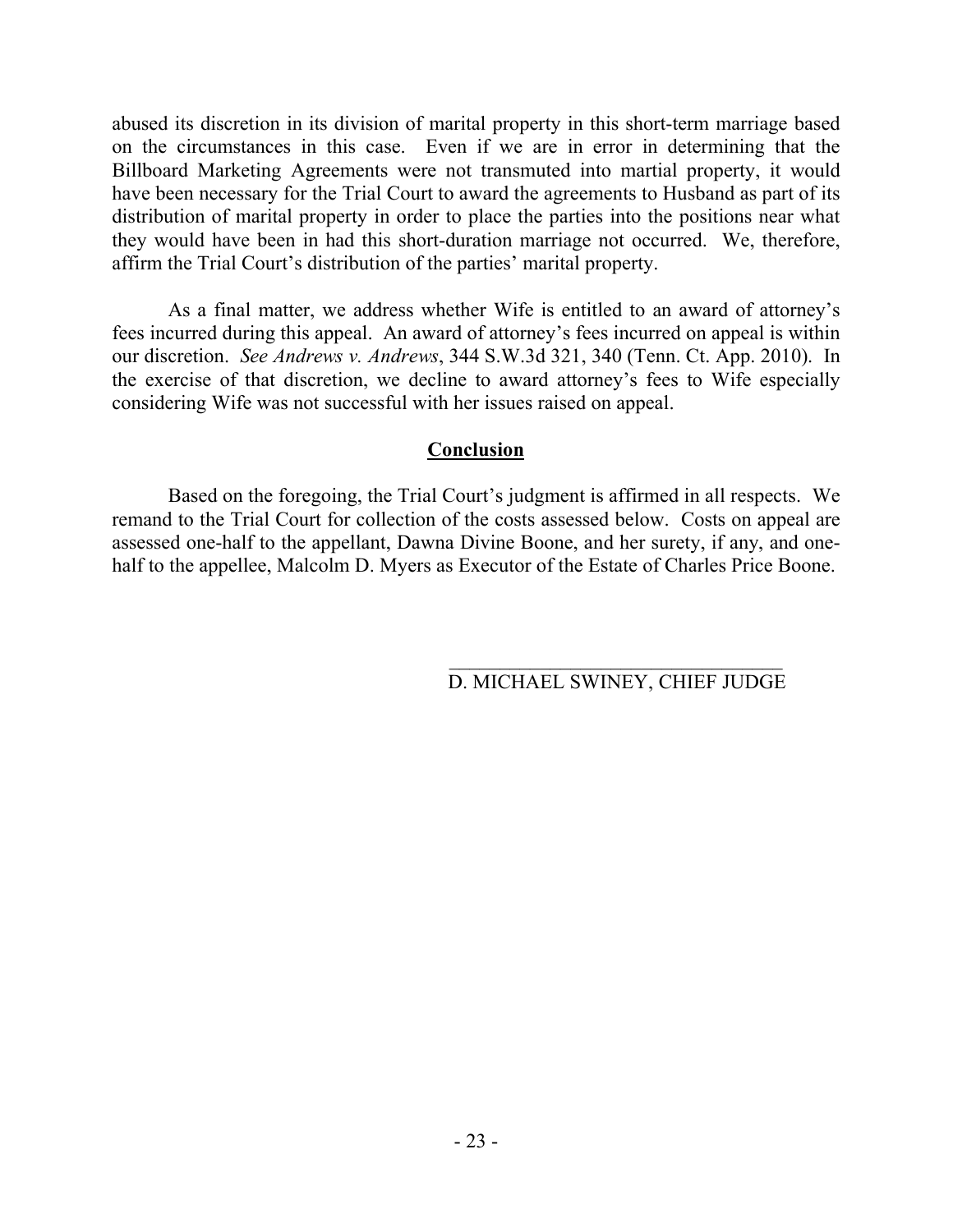abused its discretion in its division of marital property in this short-term marriage based on the circumstances in this case. Even if we are in error in determining that the Billboard Marketing Agreements were not transmuted into martial property, it would have been necessary for the Trial Court to award the agreements to Husband as part of its distribution of marital property in order to place the parties into the positions near what they would have been in had this short-duration marriage not occurred. We, therefore, affirm the Trial Court's distribution of the parties' marital property.

As a final matter, we address whether Wife is entitled to an award of attorney's fees incurred during this appeal. An award of attorney's fees incurred on appeal is within our discretion. *See Andrews v. Andrews*, 344 S.W.3d 321, 340 (Tenn. Ct. App. 2010). In the exercise of that discretion, we decline to award attorney's fees to Wife especially considering Wife was not successful with her issues raised on appeal.

## Conclusion

Based on the foregoing, the Trial Court's judgment is affirmed in all respects. We remand to the Trial Court for collection of the costs assessed below. Costs on appeal are assessed one-half to the appellant, Dawna Divine Boone, and her surety, if any, and one-half to the appellee, Malcolm D. Myers as Executor of the Estate of Charles Price Boone.

\_\_\_\_\_\_\_\_\_\_\_\_\_\_\_\_\_\_\_\_\_\_\_\_\_\_\_\_\_\_\_\_\_\_

D. MICHAEL SWINEY, CHIEF JUDGE